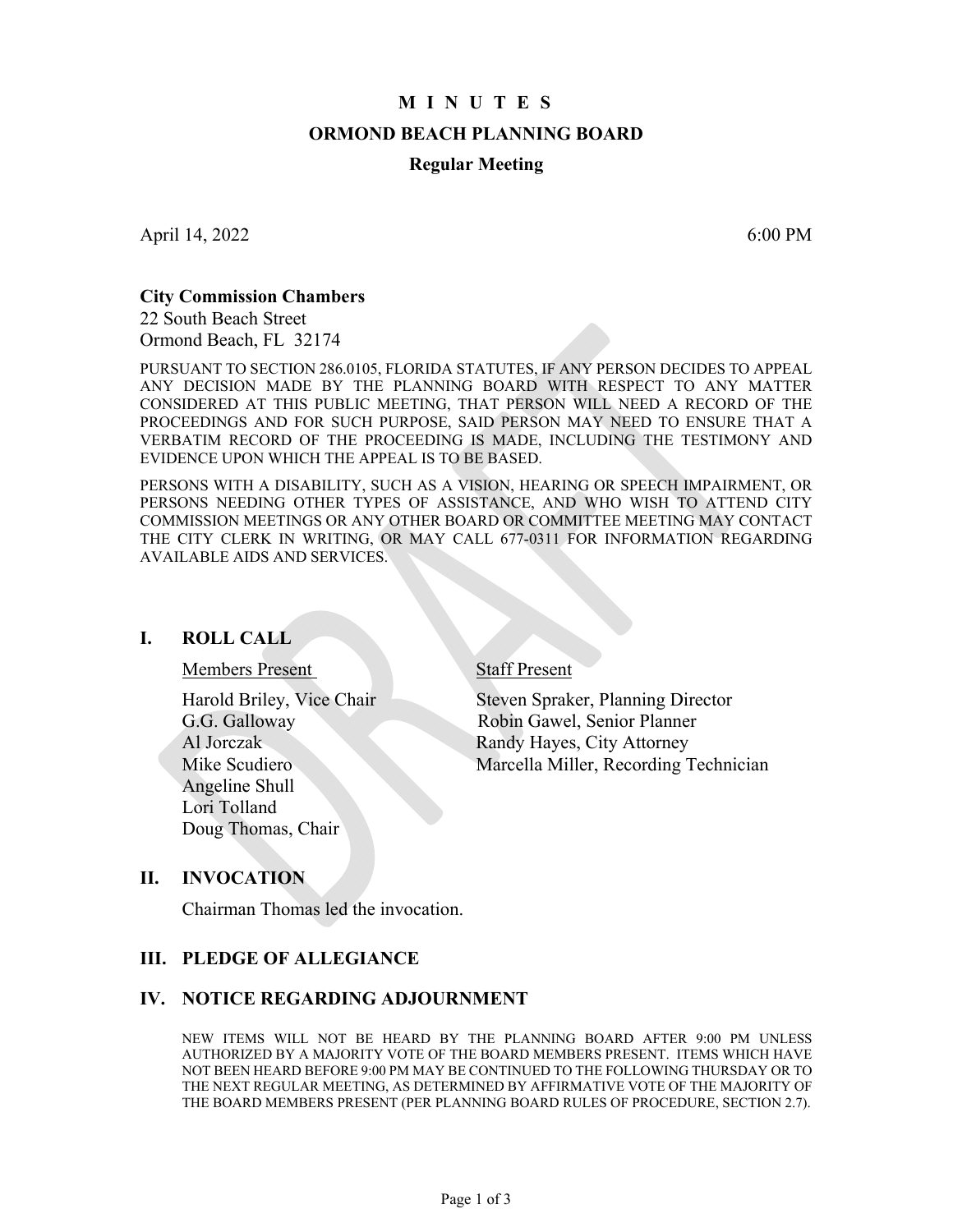# M I N U T E S

## ORMOND BEACH PLANNING BOARD

### Regular Meeting

April 14, 2022 6:00 PM

**City Commission Chambers**
22 South Beach Street
Ormond Beach, FL 32174

PURSUANT TO SECTION 286.0105, FLORIDA STATUTES, IF ANY PERSON DECIDES TO APPEAL ANY DECISION MADE BY THE PLANNING BOARD WITH RESPECT TO ANY MATTER CONSIDERED AT THIS PUBLIC MEETING, THAT PERSON WILL NEED A RECORD OF THE PROCEEDINGS AND FOR SUCH PURPOSE, SAID PERSON MAY NEED TO ENSURE THAT A VERBATIM RECORD OF THE PROCEEDING IS MADE, INCLUDING THE TESTIMONY AND EVIDENCE UPON WHICH THE APPEAL IS TO BE BASED.

PERSONS WITH A DISABILITY, SUCH AS A VISION, HEARING OR SPEECH IMPAIRMENT, OR PERSONS NEEDING OTHER TYPES OF ASSISTANCE, AND WHO WISH TO ATTEND CITY COMMISSION MEETINGS OR ANY OTHER BOARD OR COMMITTEE MEETING MAY CONTACT THE CITY CLERK IN WRITING, OR MAY CALL 677-0311 FOR INFORMATION REGARDING AVAILABLE AIDS AND SERVICES.

## I. ROLL CALL

Members Present

Harold Briley, Vice Chair
G.G. Galloway
Al Jorczak
Mike Scudiero
Angeline Shull
Lori Tolland
Doug Thomas, Chair

Staff Present

Steven Spraker, Planning Director
Robin Gawel, Senior Planner
Randy Hayes, City Attorney
Marcella Miller, Recording Technician

## II. INVOCATION

Chairman Thomas led the invocation.

## III. PLEDGE OF ALLEGIANCE

## IV. NOTICE REGARDING ADJOURNMENT

NEW ITEMS WILL NOT BE HEARD BY THE PLANNING BOARD AFTER 9:00 PM UNLESS AUTHORIZED BY A MAJORITY VOTE OF THE BOARD MEMBERS PRESENT. ITEMS WHICH HAVE NOT BEEN HEARD BEFORE 9:00 PM MAY BE CONTINUED TO THE FOLLOWING THURSDAY OR TO THE NEXT REGULAR MEETING, AS DETERMINED BY AFFIRMATIVE VOTE OF THE MAJORITY OF THE BOARD MEMBERS PRESENT (PER PLANNING BOARD RULES OF PROCEDURE, SECTION 2.7).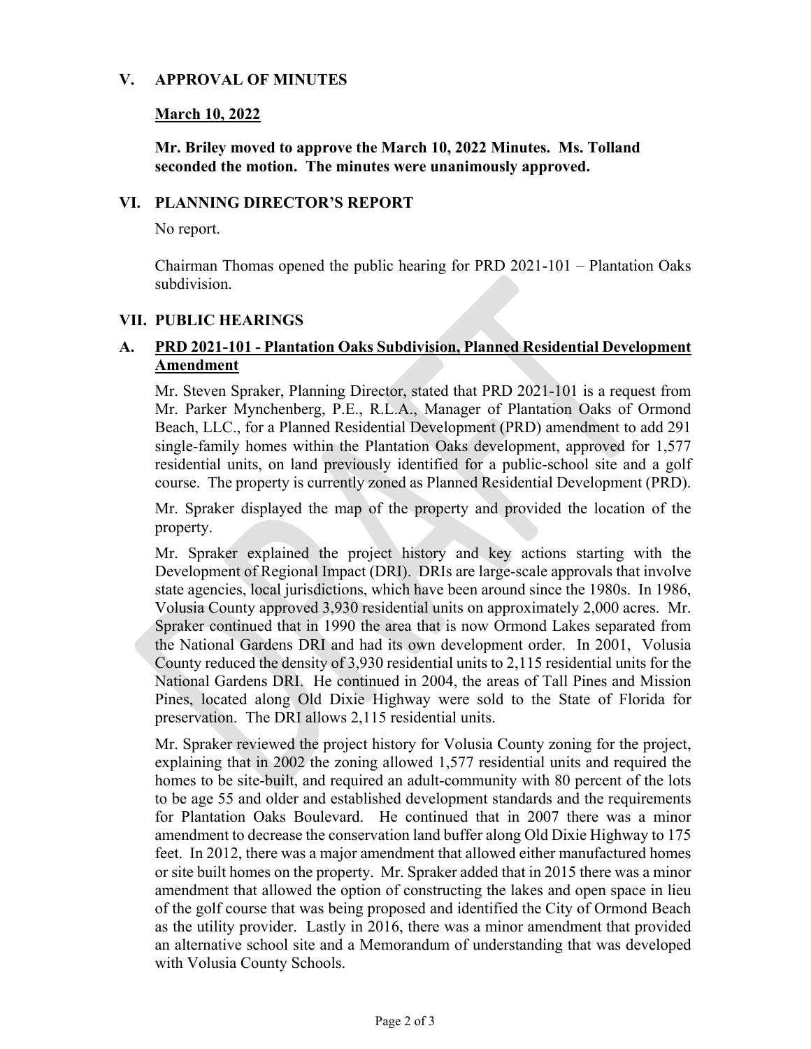## V. APPROVAL OF MINUTES

**March 10, 2022**

**Mr. Briley moved to approve the March 10, 2022 Minutes. Ms. Tolland seconded the motion. The minutes were unanimously approved.**

## VI. PLANNING DIRECTOR'S REPORT

No report.

Chairman Thomas opened the public hearing for PRD 2021-101 – Plantation Oaks subdivision.

## VII. PUBLIC HEARINGS

### A. PRD 2021-101 - Plantation Oaks Subdivision, Planned Residential Development Amendment

Mr. Steven Spraker, Planning Director, stated that PRD 2021-101 is a request from Mr. Parker Mynchenberg, P.E., R.L.A., Manager of Plantation Oaks of Ormond Beach, LLC., for a Planned Residential Development (PRD) amendment to add 291 single-family homes within the Plantation Oaks development, approved for 1,577 residential units, on land previously identified for a public-school site and a golf course. The property is currently zoned as Planned Residential Development (PRD).

Mr. Spraker displayed the map of the property and provided the location of the property.

Mr. Spraker explained the project history and key actions starting with the Development of Regional Impact (DRI). DRIs are large-scale approvals that involve state agencies, local jurisdictions, which have been around since the 1980s. In 1986, Volusia County approved 3,930 residential units on approximately 2,000 acres. Mr. Spraker continued that in 1990 the area that is now Ormond Lakes separated from the National Gardens DRI and had its own development order. In 2001, Volusia County reduced the density of 3,930 residential units to 2,115 residential units for the National Gardens DRI. He continued in 2004, the areas of Tall Pines and Mission Pines, located along Old Dixie Highway were sold to the State of Florida for preservation. The DRI allows 2,115 residential units.

Mr. Spraker reviewed the project history for Volusia County zoning for the project, explaining that in 2002 the zoning allowed 1,577 residential units and required the homes to be site-built, and required an adult-community with 80 percent of the lots to be age 55 and older and established development standards and the requirements for Plantation Oaks Boulevard. He continued that in 2007 there was a minor amendment to decrease the conservation land buffer along Old Dixie Highway to 175 feet. In 2012, there was a major amendment that allowed either manufactured homes or site built homes on the property. Mr. Spraker added that in 2015 there was a minor amendment that allowed the option of constructing the lakes and open space in lieu of the golf course that was being proposed and identified the City of Ormond Beach as the utility provider. Lastly in 2016, there was a minor amendment that provided an alternative school site and a Memorandum of understanding that was developed with Volusia County Schools.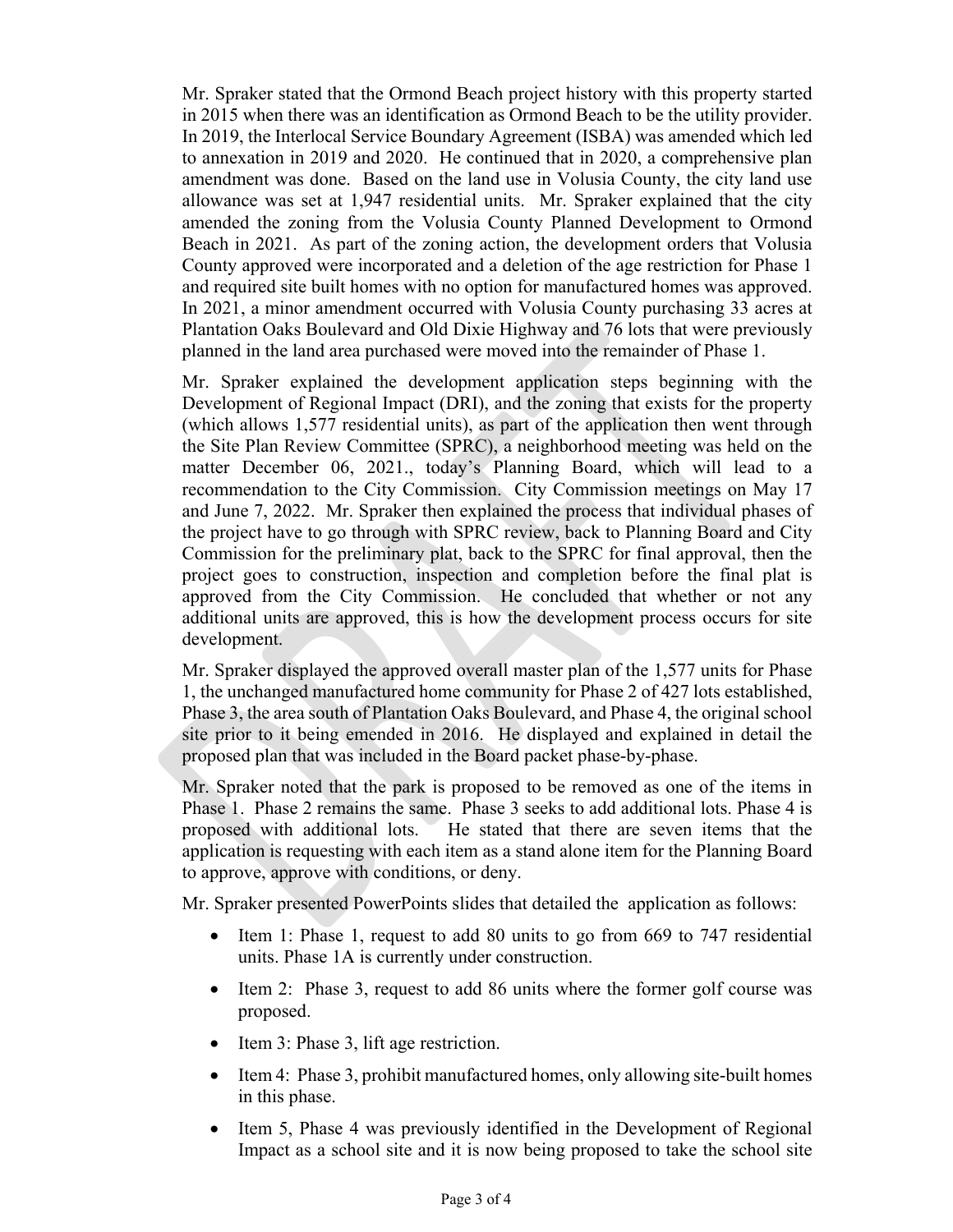Mr. Spraker stated that the Ormond Beach project history with this property started in 2015 when there was an identification as Ormond Beach to be the utility provider. In 2019, the Interlocal Service Boundary Agreement (ISBA) was amended which led to annexation in 2019 and 2020. He continued that in 2020, a comprehensive plan amendment was done. Based on the land use in Volusia County, the city land use allowance was set at 1,947 residential units. Mr. Spraker explained that the city amended the zoning from the Volusia County Planned Development to Ormond Beach in 2021. As part of the zoning action, the development orders that Volusia County approved were incorporated and a deletion of the age restriction for Phase 1 and required site built homes with no option for manufactured homes was approved. In 2021, a minor amendment occurred with Volusia County purchasing 33 acres at Plantation Oaks Boulevard and Old Dixie Highway and 76 lots that were previously planned in the land area purchased were moved into the remainder of Phase 1.

Mr. Spraker explained the development application steps beginning with the Development of Regional Impact (DRI), and the zoning that exists for the property (which allows 1,577 residential units), as part of the application then went through the Site Plan Review Committee (SPRC), a neighborhood meeting was held on the matter December 06, 2021., today's Planning Board, which will lead to a recommendation to the City Commission. City Commission meetings on May 17 and June 7, 2022. Mr. Spraker then explained the process that individual phases of the project have to go through with SPRC review, back to Planning Board and City Commission for the preliminary plat, back to the SPRC for final approval, then the project goes to construction, inspection and completion before the final plat is approved from the City Commission. He concluded that whether or not any additional units are approved, this is how the development process occurs for site development.

Mr. Spraker displayed the approved overall master plan of the 1,577 units for Phase 1, the unchanged manufactured home community for Phase 2 of 427 lots established, Phase 3, the area south of Plantation Oaks Boulevard, and Phase 4, the original school site prior to it being emended in 2016. He displayed and explained in detail the proposed plan that was included in the Board packet phase-by-phase.

Mr. Spraker noted that the park is proposed to be removed as one of the items in Phase 1. Phase 2 remains the same. Phase 3 seeks to add additional lots. Phase 4 is proposed with additional lots. He stated that there are seven items that the application is requesting with each item as a stand alone item for the Planning Board to approve, approve with conditions, or deny.

Mr. Spraker presented PowerPoints slides that detailed the application as follows:

- Item 1: Phase 1, request to add 80 units to go from 669 to 747 residential units. Phase 1A is currently under construction.
- Item 2: Phase 3, request to add 86 units where the former golf course was proposed.
- Item 3: Phase 3, lift age restriction.
- Item 4: Phase 3, prohibit manufactured homes, only allowing site-built homes in this phase.
- Item 5, Phase 4 was previously identified in the Development of Regional Impact as a school site and it is now being proposed to take the school site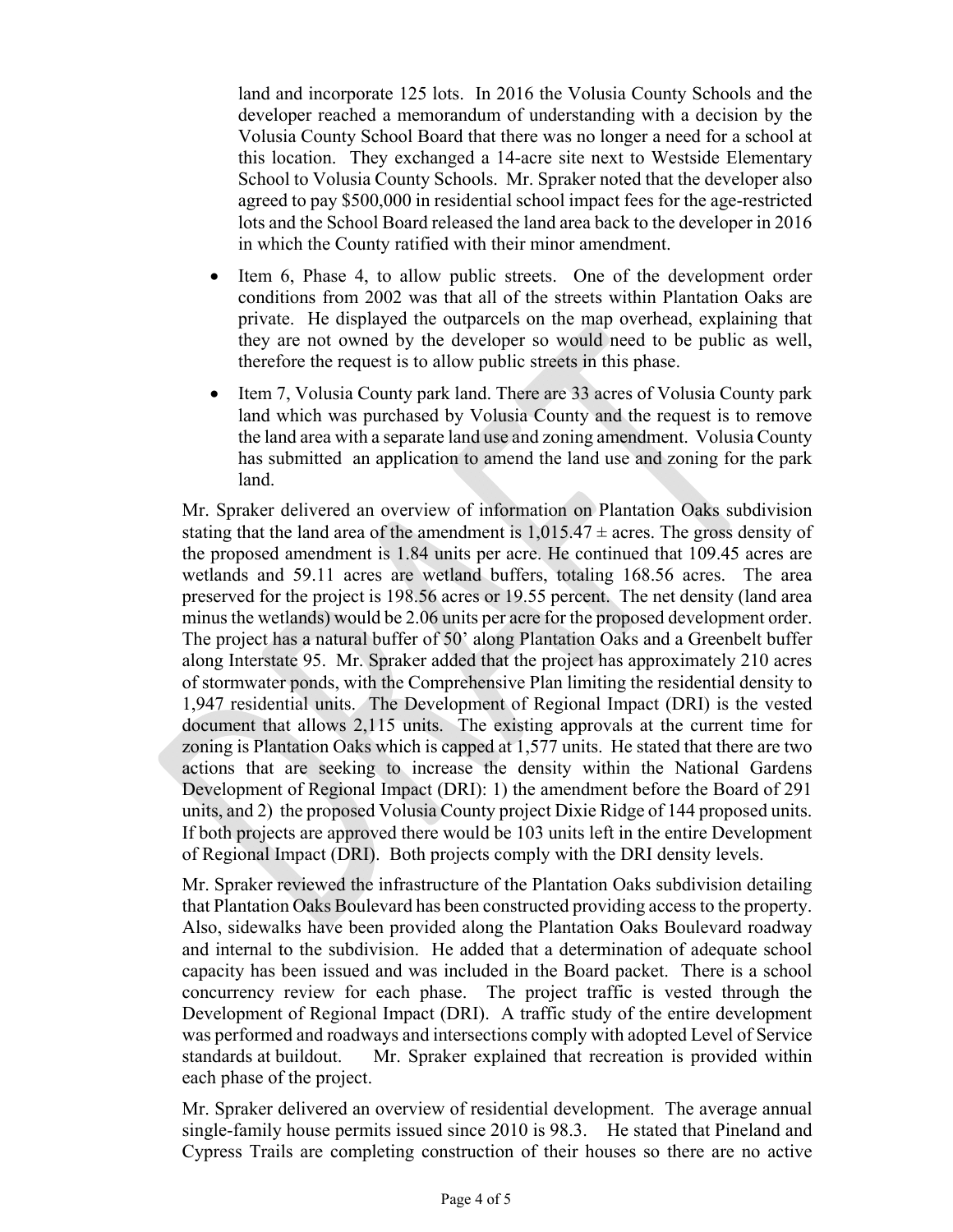land and incorporate 125 lots. In 2016 the Volusia County Schools and the developer reached a memorandum of understanding with a decision by the Volusia County School Board that there was no longer a need for a school at this location. They exchanged a 14-acre site next to Westside Elementary School to Volusia County Schools. Mr. Spraker noted that the developer also agreed to pay $500,000 in residential school impact fees for the age-restricted lots and the School Board released the land area back to the developer in 2016 in which the County ratified with their minor amendment.

- Item 6, Phase 4, to allow public streets. One of the development order conditions from 2002 was that all of the streets within Plantation Oaks are private. He displayed the outparcels on the map overhead, explaining that they are not owned by the developer so would need to be public as well, therefore the request is to allow public streets in this phase.
- Item 7, Volusia County park land. There are 33 acres of Volusia County park land which was purchased by Volusia County and the request is to remove the land area with a separate land use and zoning amendment. Volusia County has submitted an application to amend the land use and zoning for the park land.

Mr. Spraker delivered an overview of information on Plantation Oaks subdivision stating that the land area of the amendment is 1,015.47 ± acres. The gross density of the proposed amendment is 1.84 units per acre. He continued that 109.45 acres are wetlands and 59.11 acres are wetland buffers, totaling 168.56 acres. The area preserved for the project is 198.56 acres or 19.55 percent. The net density (land area minus the wetlands) would be 2.06 units per acre for the proposed development order. The project has a natural buffer of 50' along Plantation Oaks and a Greenbelt buffer along Interstate 95. Mr. Spraker added that the project has approximately 210 acres of stormwater ponds, with the Comprehensive Plan limiting the residential density to 1,947 residential units. The Development of Regional Impact (DRI) is the vested document that allows 2,115 units. The existing approvals at the current time for zoning is Plantation Oaks which is capped at 1,577 units. He stated that there are two actions that are seeking to increase the density within the National Gardens Development of Regional Impact (DRI): 1) the amendment before the Board of 291 units, and 2) the proposed Volusia County project Dixie Ridge of 144 proposed units. If both projects are approved there would be 103 units left in the entire Development of Regional Impact (DRI). Both projects comply with the DRI density levels.

Mr. Spraker reviewed the infrastructure of the Plantation Oaks subdivision detailing that Plantation Oaks Boulevard has been constructed providing access to the property. Also, sidewalks have been provided along the Plantation Oaks Boulevard roadway and internal to the subdivision. He added that a determination of adequate school capacity has been issued and was included in the Board packet. There is a school concurrency review for each phase. The project traffic is vested through the Development of Regional Impact (DRI). A traffic study of the entire development was performed and roadways and intersections comply with adopted Level of Service standards at buildout. Mr. Spraker explained that recreation is provided within each phase of the project.

Mr. Spraker delivered an overview of residential development. The average annual single-family house permits issued since 2010 is 98.3. He stated that Pineland and Cypress Trails are completing construction of their houses so there are no active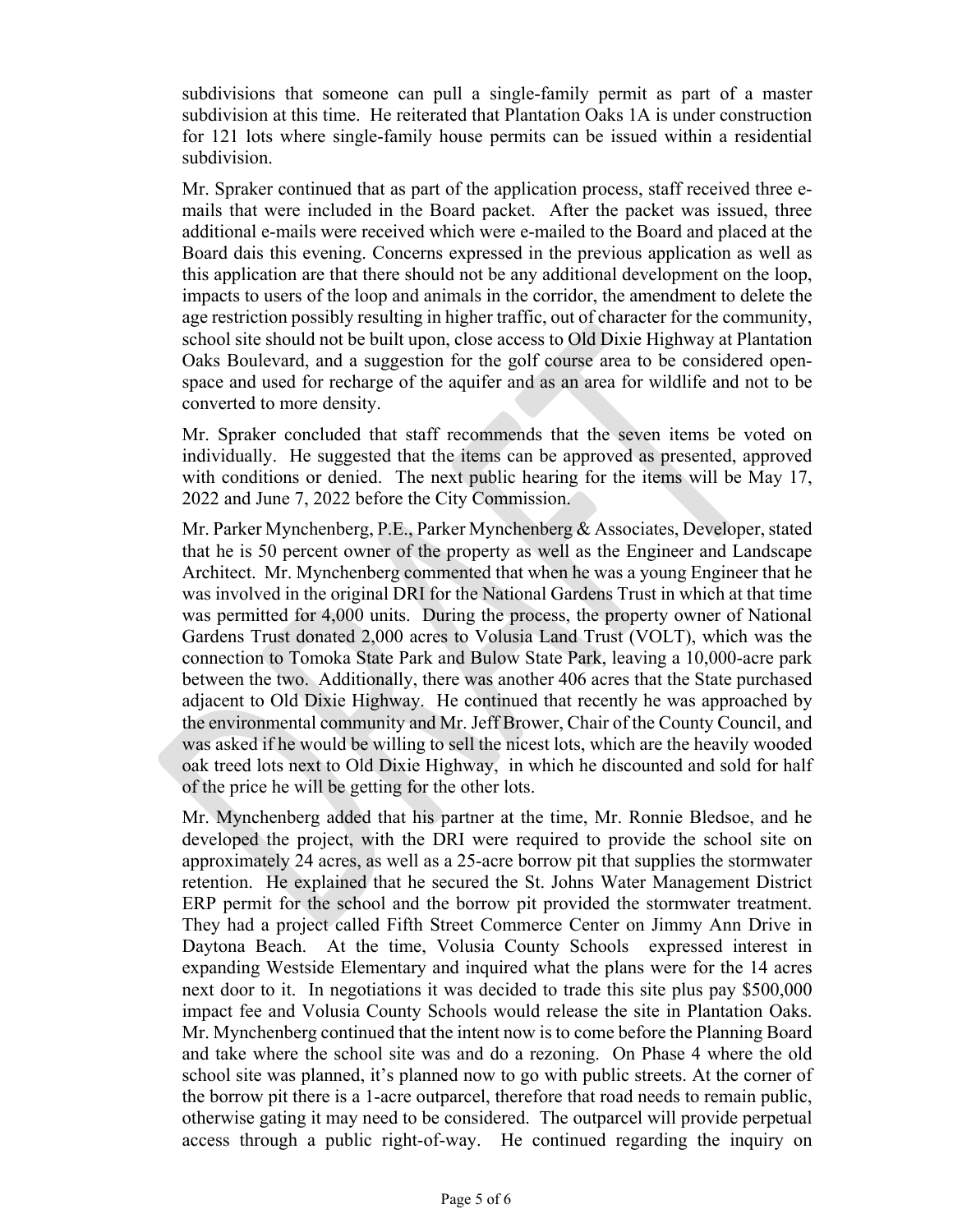subdivisions that someone can pull a single-family permit as part of a master subdivision at this time. He reiterated that Plantation Oaks 1A is under construction for 121 lots where single-family house permits can be issued within a residential subdivision.

Mr. Spraker continued that as part of the application process, staff received three e-mails that were included in the Board packet. After the packet was issued, three additional e-mails were received which were e-mailed to the Board and placed at the Board dais this evening. Concerns expressed in the previous application as well as this application are that there should not be any additional development on the loop, impacts to users of the loop and animals in the corridor, the amendment to delete the age restriction possibly resulting in higher traffic, out of character for the community, school site should not be built upon, close access to Old Dixie Highway at Plantation Oaks Boulevard, and a suggestion for the golf course area to be considered open-space and used for recharge of the aquifer and as an area for wildlife and not to be converted to more density.

Mr. Spraker concluded that staff recommends that the seven items be voted on individually. He suggested that the items can be approved as presented, approved with conditions or denied. The next public hearing for the items will be May 17, 2022 and June 7, 2022 before the City Commission.

Mr. Parker Mynchenberg, P.E., Parker Mynchenberg & Associates, Developer, stated that he is 50 percent owner of the property as well as the Engineer and Landscape Architect. Mr. Mynchenberg commented that when he was a young Engineer that he was involved in the original DRI for the National Gardens Trust in which at that time was permitted for 4,000 units. During the process, the property owner of National Gardens Trust donated 2,000 acres to Volusia Land Trust (VOLT), which was the connection to Tomoka State Park and Bulow State Park, leaving a 10,000-acre park between the two. Additionally, there was another 406 acres that the State purchased adjacent to Old Dixie Highway. He continued that recently he was approached by the environmental community and Mr. Jeff Brower, Chair of the County Council, and was asked if he would be willing to sell the nicest lots, which are the heavily wooded oak treed lots next to Old Dixie Highway, in which he discounted and sold for half of the price he will be getting for the other lots.

Mr. Mynchenberg added that his partner at the time, Mr. Ronnie Bledsoe, and he developed the project, with the DRI were required to provide the school site on approximately 24 acres, as well as a 25-acre borrow pit that supplies the stormwater retention. He explained that he secured the St. Johns Water Management District ERP permit for the school and the borrow pit provided the stormwater treatment. They had a project called Fifth Street Commerce Center on Jimmy Ann Drive in Daytona Beach. At the time, Volusia County Schools expressed interest in expanding Westside Elementary and inquired what the plans were for the 14 acres next door to it. In negotiations it was decided to trade this site plus pay $500,000 impact fee and Volusia County Schools would release the site in Plantation Oaks. Mr. Mynchenberg continued that the intent now is to come before the Planning Board and take where the school site was and do a rezoning. On Phase 4 where the old school site was planned, it's planned now to go with public streets. At the corner of the borrow pit there is a 1-acre outparcel, therefore that road needs to remain public, otherwise gating it may need to be considered. The outparcel will provide perpetual access through a public right-of-way. He continued regarding the inquiry on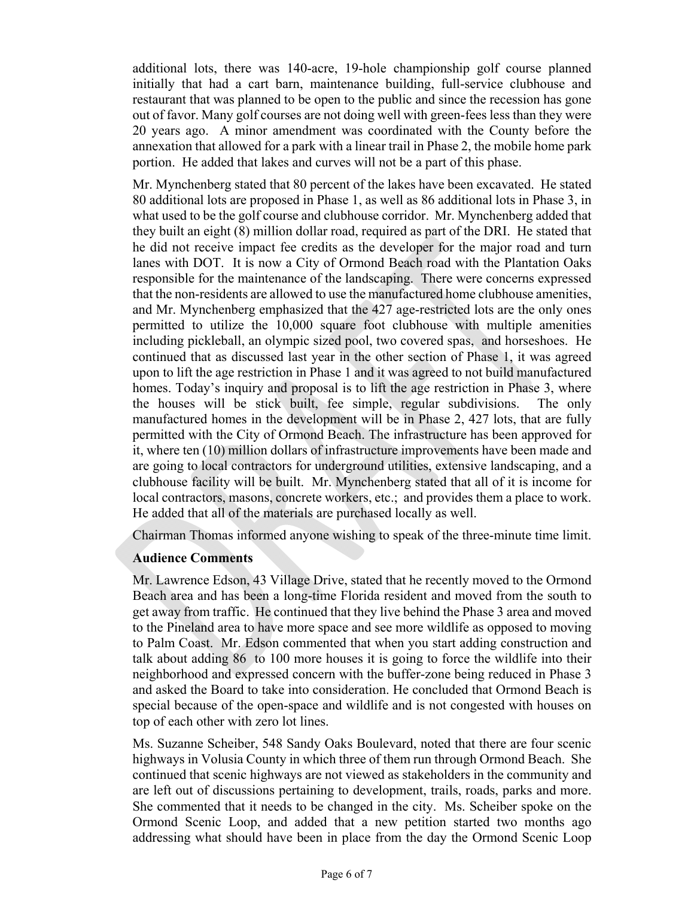additional lots, there was 140-acre, 19-hole championship golf course planned initially that had a cart barn, maintenance building, full-service clubhouse and restaurant that was planned to be open to the public and since the recession has gone out of favor. Many golf courses are not doing well with green-fees less than they were 20 years ago. A minor amendment was coordinated with the County before the annexation that allowed for a park with a linear trail in Phase 2, the mobile home park portion. He added that lakes and curves will not be a part of this phase.

Mr. Mynchenberg stated that 80 percent of the lakes have been excavated. He stated 80 additional lots are proposed in Phase 1, as well as 86 additional lots in Phase 3, in what used to be the golf course and clubhouse corridor. Mr. Mynchenberg added that they built an eight (8) million dollar road, required as part of the DRI. He stated that he did not receive impact fee credits as the developer for the major road and turn lanes with DOT. It is now a City of Ormond Beach road with the Plantation Oaks responsible for the maintenance of the landscaping. There were concerns expressed that the non-residents are allowed to use the manufactured home clubhouse amenities, and Mr. Mynchenberg emphasized that the 427 age-restricted lots are the only ones permitted to utilize the 10,000 square foot clubhouse with multiple amenities including pickleball, an olympic sized pool, two covered spas, and horseshoes. He continued that as discussed last year in the other section of Phase 1, it was agreed upon to lift the age restriction in Phase 1 and it was agreed to not build manufactured homes. Today's inquiry and proposal is to lift the age restriction in Phase 3, where the houses will be stick built, fee simple, regular subdivisions. The only manufactured homes in the development will be in Phase 2, 427 lots, that are fully permitted with the City of Ormond Beach. The infrastructure has been approved for it, where ten (10) million dollars of infrastructure improvements have been made and are going to local contractors for underground utilities, extensive landscaping, and a clubhouse facility will be built. Mr. Mynchenberg stated that all of it is income for local contractors, masons, concrete workers, etc.; and provides them a place to work. He added that all of the materials are purchased locally as well.

Chairman Thomas informed anyone wishing to speak of the three-minute time limit.

**Audience Comments**

Mr. Lawrence Edson, 43 Village Drive, stated that he recently moved to the Ormond Beach area and has been a long-time Florida resident and moved from the south to get away from traffic. He continued that they live behind the Phase 3 area and moved to the Pineland area to have more space and see more wildlife as opposed to moving to Palm Coast. Mr. Edson commented that when you start adding construction and talk about adding 86 to 100 more houses it is going to force the wildlife into their neighborhood and expressed concern with the buffer-zone being reduced in Phase 3 and asked the Board to take into consideration. He concluded that Ormond Beach is special because of the open-space and wildlife and is not congested with houses on top of each other with zero lot lines.

Ms. Suzanne Scheiber, 548 Sandy Oaks Boulevard, noted that there are four scenic highways in Volusia County in which three of them run through Ormond Beach. She continued that scenic highways are not viewed as stakeholders in the community and are left out of discussions pertaining to development, trails, roads, parks and more. She commented that it needs to be changed in the city. Ms. Scheiber spoke on the Ormond Scenic Loop, and added that a new petition started two months ago addressing what should have been in place from the day the Ormond Scenic Loop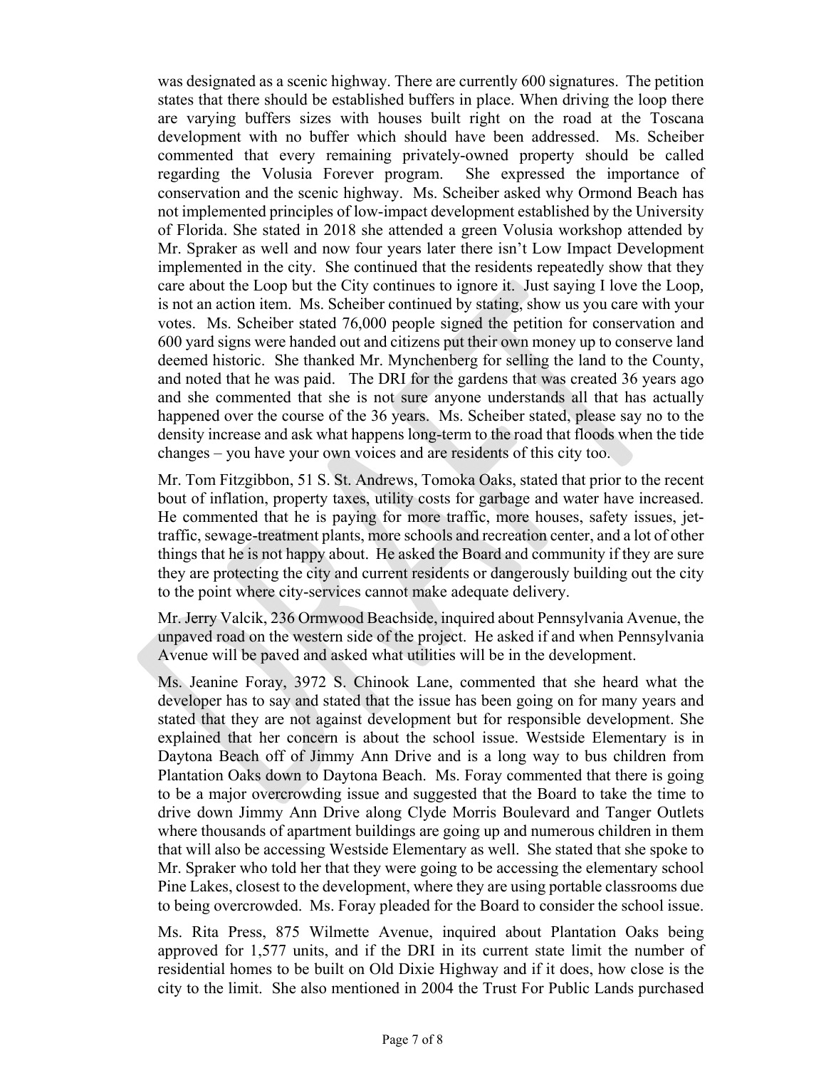was designated as a scenic highway. There are currently 600 signatures. The petition states that there should be established buffers in place. When driving the loop there are varying buffers sizes with houses built right on the road at the Toscana development with no buffer which should have been addressed. Ms. Scheiber commented that every remaining privately-owned property should be called regarding the Volusia Forever program. She expressed the importance of conservation and the scenic highway. Ms. Scheiber asked why Ormond Beach has not implemented principles of low-impact development established by the University of Florida. She stated in 2018 she attended a green Volusia workshop attended by Mr. Spraker as well and now four years later there isn't Low Impact Development implemented in the city. She continued that the residents repeatedly show that they care about the Loop but the City continues to ignore it. Just saying I love the Loop, is not an action item. Ms. Scheiber continued by stating, show us you care with your votes. Ms. Scheiber stated 76,000 people signed the petition for conservation and 600 yard signs were handed out and citizens put their own money up to conserve land deemed historic. She thanked Mr. Mynchenberg for selling the land to the County, and noted that he was paid. The DRI for the gardens that was created 36 years ago and she commented that she is not sure anyone understands all that has actually happened over the course of the 36 years. Ms. Scheiber stated, please say no to the density increase and ask what happens long-term to the road that floods when the tide changes – you have your own voices and are residents of this city too.

Mr. Tom Fitzgibbon, 51 S. St. Andrews, Tomoka Oaks, stated that prior to the recent bout of inflation, property taxes, utility costs for garbage and water have increased. He commented that he is paying for more traffic, more houses, safety issues, jet-traffic, sewage-treatment plants, more schools and recreation center, and a lot of other things that he is not happy about. He asked the Board and community if they are sure they are protecting the city and current residents or dangerously building out the city to the point where city-services cannot make adequate delivery.

Mr. Jerry Valcik, 236 Ormwood Beachside, inquired about Pennsylvania Avenue, the unpaved road on the western side of the project. He asked if and when Pennsylvania Avenue will be paved and asked what utilities will be in the development.

Ms. Jeanine Foray, 3972 S. Chinook Lane, commented that she heard what the developer has to say and stated that the issue has been going on for many years and stated that they are not against development but for responsible development. She explained that her concern is about the school issue. Westside Elementary is in Daytona Beach off of Jimmy Ann Drive and is a long way to bus children from Plantation Oaks down to Daytona Beach. Ms. Foray commented that there is going to be a major overcrowding issue and suggested that the Board to take the time to drive down Jimmy Ann Drive along Clyde Morris Boulevard and Tanger Outlets where thousands of apartment buildings are going up and numerous children in them that will also be accessing Westside Elementary as well. She stated that she spoke to Mr. Spraker who told her that they were going to be accessing the elementary school Pine Lakes, closest to the development, where they are using portable classrooms due to being overcrowded. Ms. Foray pleaded for the Board to consider the school issue.

Ms. Rita Press, 875 Wilmette Avenue, inquired about Plantation Oaks being approved for 1,577 units, and if the DRI in its current state limit the number of residential homes to be built on Old Dixie Highway and if it does, how close is the city to the limit. She also mentioned in 2004 the Trust For Public Lands purchased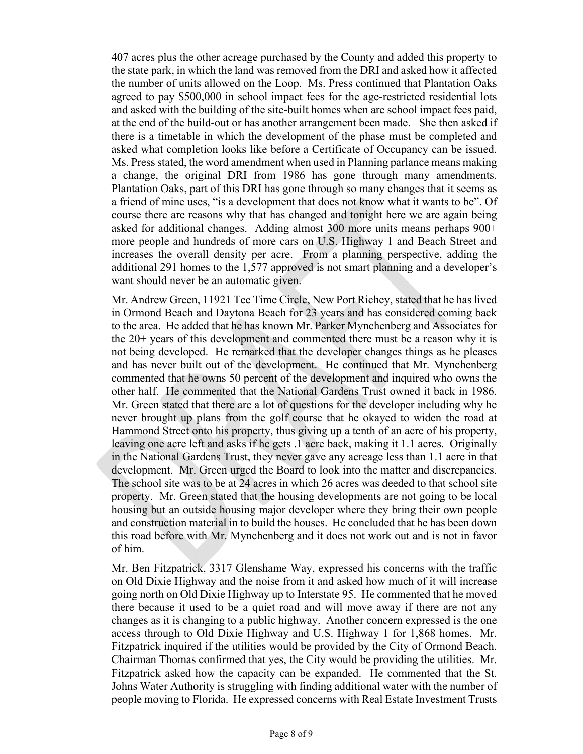407 acres plus the other acreage purchased by the County and added this property to the state park, in which the land was removed from the DRI and asked how it affected the number of units allowed on the Loop. Ms. Press continued that Plantation Oaks agreed to pay $500,000 in school impact fees for the age-restricted residential lots and asked with the building of the site-built homes when are school impact fees paid, at the end of the build-out or has another arrangement been made. She then asked if there is a timetable in which the development of the phase must be completed and asked what completion looks like before a Certificate of Occupancy can be issued. Ms. Press stated, the word amendment when used in Planning parlance means making a change, the original DRI from 1986 has gone through many amendments. Plantation Oaks, part of this DRI has gone through so many changes that it seems as a friend of mine uses, "is a development that does not know what it wants to be". Of course there are reasons why that has changed and tonight here we are again being asked for additional changes. Adding almost 300 more units means perhaps 900+ more people and hundreds of more cars on U.S. Highway 1 and Beach Street and increases the overall density per acre. From a planning perspective, adding the additional 291 homes to the 1,577 approved is not smart planning and a developer's want should never be an automatic given.

Mr. Andrew Green, 11921 Tee Time Circle, New Port Richey, stated that he has lived in Ormond Beach and Daytona Beach for 23 years and has considered coming back to the area. He added that he has known Mr. Parker Mynchenberg and Associates for the 20+ years of this development and commented there must be a reason why it is not being developed. He remarked that the developer changes things as he pleases and has never built out of the development. He continued that Mr. Mynchenberg commented that he owns 50 percent of the development and inquired who owns the other half. He commented that the National Gardens Trust owned it back in 1986. Mr. Green stated that there are a lot of questions for the developer including why he never brought up plans from the golf course that he okayed to widen the road at Hammond Street onto his property, thus giving up a tenth of an acre of his property, leaving one acre left and asks if he gets .1 acre back, making it 1.1 acres. Originally in the National Gardens Trust, they never gave any acreage less than 1.1 acre in that development. Mr. Green urged the Board to look into the matter and discrepancies. The school site was to be at 24 acres in which 26 acres was deeded to that school site property. Mr. Green stated that the housing developments are not going to be local housing but an outside housing major developer where they bring their own people and construction material in to build the houses. He concluded that he has been down this road before with Mr. Mynchenberg and it does not work out and is not in favor of him.

Mr. Ben Fitzpatrick, 3317 Glenshame Way, expressed his concerns with the traffic on Old Dixie Highway and the noise from it and asked how much of it will increase going north on Old Dixie Highway up to Interstate 95. He commented that he moved there because it used to be a quiet road and will move away if there are not any changes as it is changing to a public highway. Another concern expressed is the one access through to Old Dixie Highway and U.S. Highway 1 for 1,868 homes. Mr. Fitzpatrick inquired if the utilities would be provided by the City of Ormond Beach. Chairman Thomas confirmed that yes, the City would be providing the utilities. Mr. Fitzpatrick asked how the capacity can be expanded. He commented that the St. Johns Water Authority is struggling with finding additional water with the number of people moving to Florida. He expressed concerns with Real Estate Investment Trusts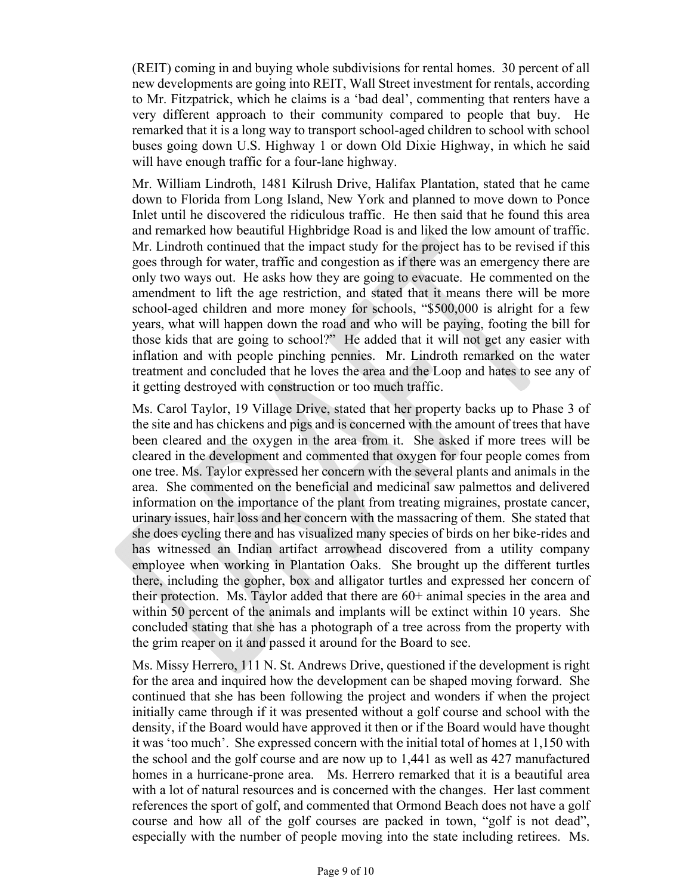(REIT) coming in and buying whole subdivisions for rental homes. 30 percent of all new developments are going into REIT, Wall Street investment for rentals, according to Mr. Fitzpatrick, which he claims is a 'bad deal', commenting that renters have a very different approach to their community compared to people that buy. He remarked that it is a long way to transport school-aged children to school with school buses going down U.S. Highway 1 or down Old Dixie Highway, in which he said will have enough traffic for a four-lane highway.

Mr. William Lindroth, 1481 Kilrush Drive, Halifax Plantation, stated that he came down to Florida from Long Island, New York and planned to move down to Ponce Inlet until he discovered the ridiculous traffic. He then said that he found this area and remarked how beautiful Highbridge Road is and liked the low amount of traffic. Mr. Lindroth continued that the impact study for the project has to be revised if this goes through for water, traffic and congestion as if there was an emergency there are only two ways out. He asks how they are going to evacuate. He commented on the amendment to lift the age restriction, and stated that it means there will be more school-aged children and more money for schools, "$500,000 is alright for a few years, what will happen down the road and who will be paying, footing the bill for those kids that are going to school?" He added that it will not get any easier with inflation and with people pinching pennies. Mr. Lindroth remarked on the water treatment and concluded that he loves the area and the Loop and hates to see any of it getting destroyed with construction or too much traffic.

Ms. Carol Taylor, 19 Village Drive, stated that her property backs up to Phase 3 of the site and has chickens and pigs and is concerned with the amount of trees that have been cleared and the oxygen in the area from it. She asked if more trees will be cleared in the development and commented that oxygen for four people comes from one tree. Ms. Taylor expressed her concern with the several plants and animals in the area. She commented on the beneficial and medicinal saw palmettos and delivered information on the importance of the plant from treating migraines, prostate cancer, urinary issues, hair loss and her concern with the massacring of them. She stated that she does cycling there and has visualized many species of birds on her bike-rides and has witnessed an Indian artifact arrowhead discovered from a utility company employee when working in Plantation Oaks. She brought up the different turtles there, including the gopher, box and alligator turtles and expressed her concern of their protection. Ms. Taylor added that there are 60+ animal species in the area and within 50 percent of the animals and implants will be extinct within 10 years. She concluded stating that she has a photograph of a tree across from the property with the grim reaper on it and passed it around for the Board to see.

Ms. Missy Herrero, 111 N. St. Andrews Drive, questioned if the development is right for the area and inquired how the development can be shaped moving forward. She continued that she has been following the project and wonders if when the project initially came through if it was presented without a golf course and school with the density, if the Board would have approved it then or if the Board would have thought it was 'too much'. She expressed concern with the initial total of homes at 1,150 with the school and the golf course and are now up to 1,441 as well as 427 manufactured homes in a hurricane-prone area. Ms. Herrero remarked that it is a beautiful area with a lot of natural resources and is concerned with the changes. Her last comment references the sport of golf, and commented that Ormond Beach does not have a golf course and how all of the golf courses are packed in town, "golf is not dead", especially with the number of people moving into the state including retirees. Ms.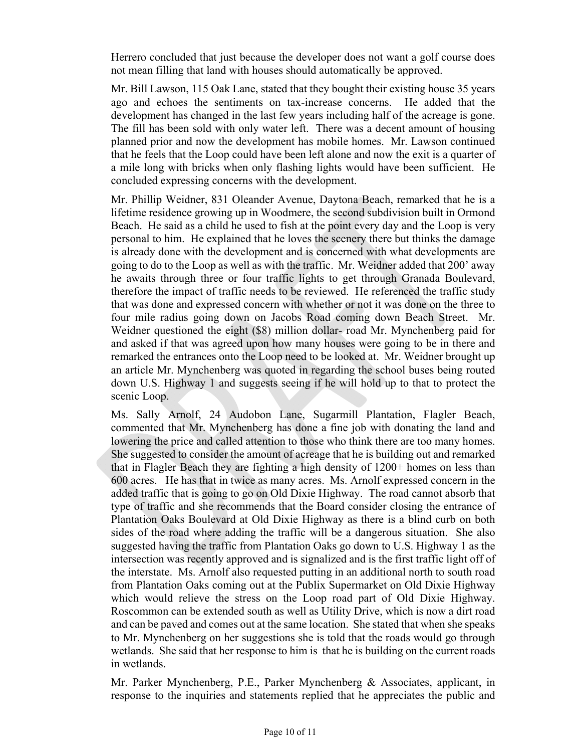Herrero concluded that just because the developer does not want a golf course does not mean filling that land with houses should automatically be approved.

Mr. Bill Lawson, 115 Oak Lane, stated that they bought their existing house 35 years ago and echoes the sentiments on tax-increase concerns. He added that the development has changed in the last few years including half of the acreage is gone. The fill has been sold with only water left. There was a decent amount of housing planned prior and now the development has mobile homes. Mr. Lawson continued that he feels that the Loop could have been left alone and now the exit is a quarter of a mile long with bricks when only flashing lights would have been sufficient. He concluded expressing concerns with the development.

Mr. Phillip Weidner, 831 Oleander Avenue, Daytona Beach, remarked that he is a lifetime residence growing up in Woodmere, the second subdivision built in Ormond Beach. He said as a child he used to fish at the point every day and the Loop is very personal to him. He explained that he loves the scenery there but thinks the damage is already done with the development and is concerned with what developments are going to do to the Loop as well as with the traffic. Mr. Weidner added that 200' away he awaits through three or four traffic lights to get through Granada Boulevard, therefore the impact of traffic needs to be reviewed. He referenced the traffic study that was done and expressed concern with whether or not it was done on the three to four mile radius going down on Jacobs Road coming down Beach Street. Mr. Weidner questioned the eight ($8) million dollar- road Mr. Mynchenberg paid for and asked if that was agreed upon how many houses were going to be in there and remarked the entrances onto the Loop need to be looked at. Mr. Weidner brought up an article Mr. Mynchenberg was quoted in regarding the school buses being routed down U.S. Highway 1 and suggests seeing if he will hold up to that to protect the scenic Loop.

Ms. Sally Arnolf, 24 Audobon Lane, Sugarmill Plantation, Flagler Beach, commented that Mr. Mynchenberg has done a fine job with donating the land and lowering the price and called attention to those who think there are too many homes. She suggested to consider the amount of acreage that he is building out and remarked that in Flagler Beach they are fighting a high density of 1200+ homes on less than 600 acres. He has that in twice as many acres. Ms. Arnolf expressed concern in the added traffic that is going to go on Old Dixie Highway. The road cannot absorb that type of traffic and she recommends that the Board consider closing the entrance of Plantation Oaks Boulevard at Old Dixie Highway as there is a blind curb on both sides of the road where adding the traffic will be a dangerous situation. She also suggested having the traffic from Plantation Oaks go down to U.S. Highway 1 as the intersection was recently approved and is signalized and is the first traffic light off of the interstate. Ms. Arnolf also requested putting in an additional north to south road from Plantation Oaks coming out at the Publix Supermarket on Old Dixie Highway which would relieve the stress on the Loop road part of Old Dixie Highway. Roscommon can be extended south as well as Utility Drive, which is now a dirt road and can be paved and comes out at the same location. She stated that when she speaks to Mr. Mynchenberg on her suggestions she is told that the roads would go through wetlands. She said that her response to him is that he is building on the current roads in wetlands.

Mr. Parker Mynchenberg, P.E., Parker Mynchenberg & Associates, applicant, in response to the inquiries and statements replied that he appreciates the public and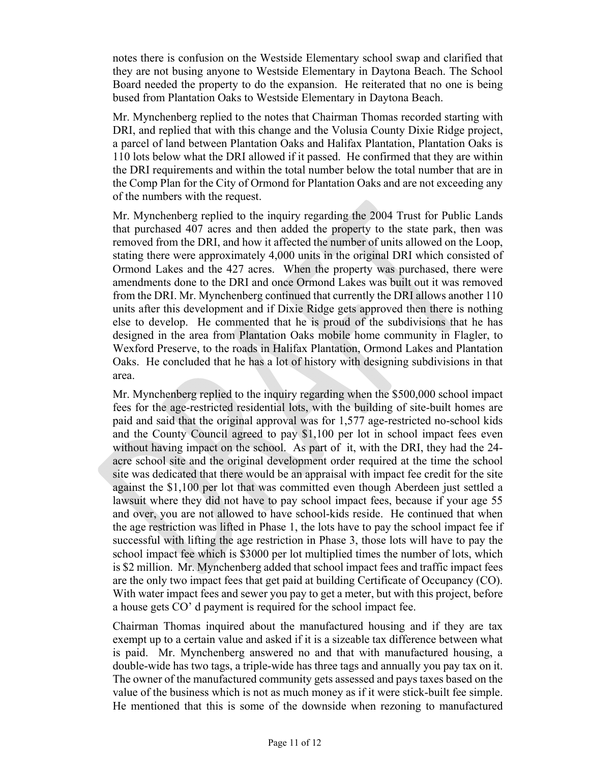notes there is confusion on the Westside Elementary school swap and clarified that they are not busing anyone to Westside Elementary in Daytona Beach. The School Board needed the property to do the expansion. He reiterated that no one is being bused from Plantation Oaks to Westside Elementary in Daytona Beach.

Mr. Mynchenberg replied to the notes that Chairman Thomas recorded starting with DRI, and replied that with this change and the Volusia County Dixie Ridge project, a parcel of land between Plantation Oaks and Halifax Plantation, Plantation Oaks is 110 lots below what the DRI allowed if it passed. He confirmed that they are within the DRI requirements and within the total number below the total number that are in the Comp Plan for the City of Ormond for Plantation Oaks and are not exceeding any of the numbers with the request.

Mr. Mynchenberg replied to the inquiry regarding the 2004 Trust for Public Lands that purchased 407 acres and then added the property to the state park, then was removed from the DRI, and how it affected the number of units allowed on the Loop, stating there were approximately 4,000 units in the original DRI which consisted of Ormond Lakes and the 427 acres. When the property was purchased, there were amendments done to the DRI and once Ormond Lakes was built out it was removed from the DRI. Mr. Mynchenberg continued that currently the DRI allows another 110 units after this development and if Dixie Ridge gets approved then there is nothing else to develop. He commented that he is proud of the subdivisions that he has designed in the area from Plantation Oaks mobile home community in Flagler, to Wexford Preserve, to the roads in Halifax Plantation, Ormond Lakes and Plantation Oaks. He concluded that he has a lot of history with designing subdivisions in that area.

Mr. Mynchenberg replied to the inquiry regarding when the $500,000 school impact fees for the age-restricted residential lots, with the building of site-built homes are paid and said that the original approval was for 1,577 age-restricted no-school kids and the County Council agreed to pay $1,100 per lot in school impact fees even without having impact on the school. As part of it, with the DRI, they had the 24-acre school site and the original development order required at the time the school site was dedicated that there would be an appraisal with impact fee credit for the site against the $1,100 per lot that was committed even though Aberdeen just settled a lawsuit where they did not have to pay school impact fees, because if your age 55 and over, you are not allowed to have school-kids reside. He continued that when the age restriction was lifted in Phase 1, the lots have to pay the school impact fee if successful with lifting the age restriction in Phase 3, those lots will have to pay the school impact fee which is $3000 per lot multiplied times the number of lots, which is $2 million. Mr. Mynchenberg added that school impact fees and traffic impact fees are the only two impact fees that get paid at building Certificate of Occupancy (CO). With water impact fees and sewer you pay to get a meter, but with this project, before a house gets CO' d payment is required for the school impact fee.

Chairman Thomas inquired about the manufactured housing and if they are tax exempt up to a certain value and asked if it is a sizeable tax difference between what is paid. Mr. Mynchenberg answered no and that with manufactured housing, a double-wide has two tags, a triple-wide has three tags and annually you pay tax on it. The owner of the manufactured community gets assessed and pays taxes based on the value of the business which is not as much money as if it were stick-built fee simple. He mentioned that this is some of the downside when rezoning to manufactured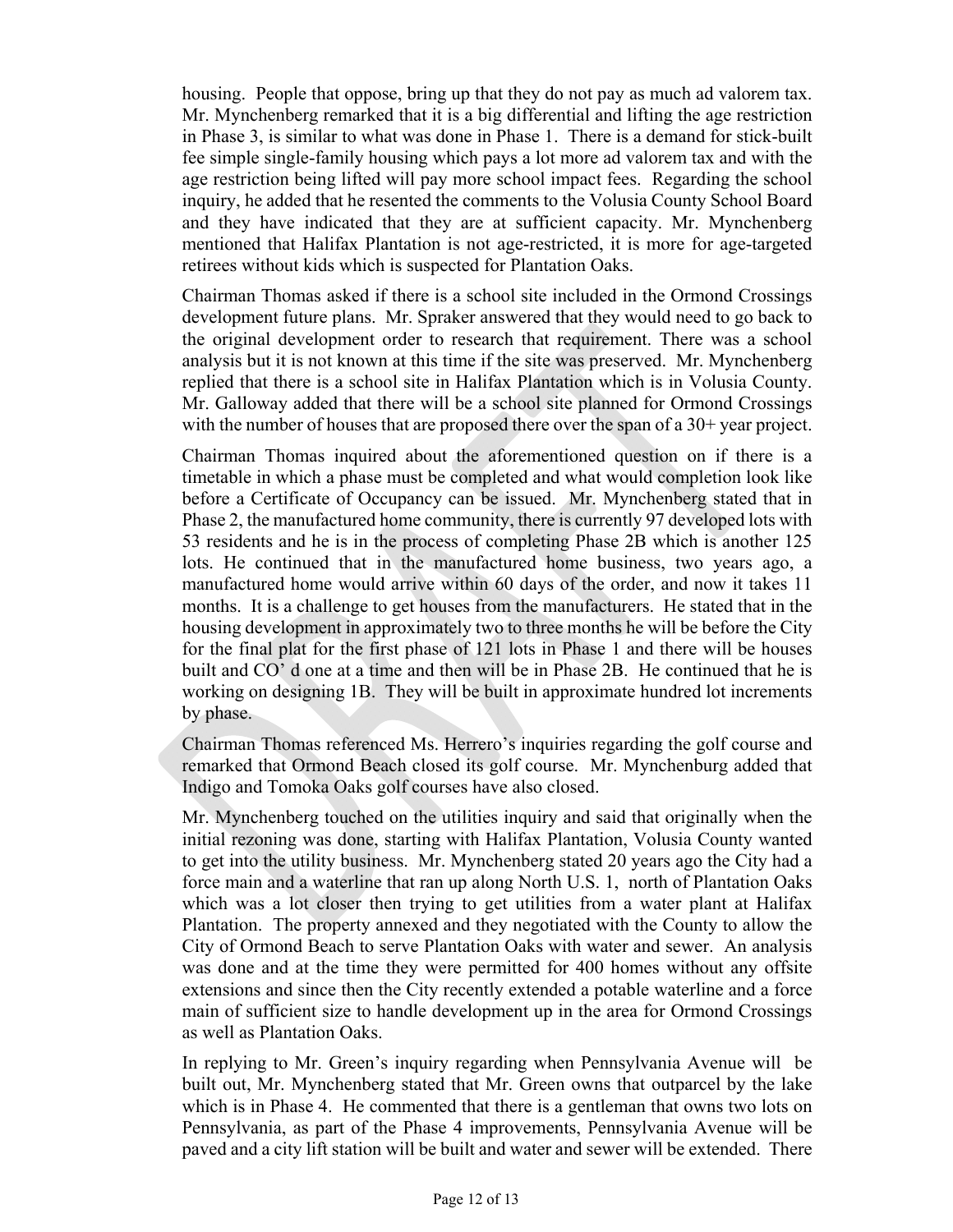housing. People that oppose, bring up that they do not pay as much ad valorem tax. Mr. Mynchenberg remarked that it is a big differential and lifting the age restriction in Phase 3, is similar to what was done in Phase 1. There is a demand for stick-built fee simple single-family housing which pays a lot more ad valorem tax and with the age restriction being lifted will pay more school impact fees. Regarding the school inquiry, he added that he resented the comments to the Volusia County School Board and they have indicated that they are at sufficient capacity. Mr. Mynchenberg mentioned that Halifax Plantation is not age-restricted, it is more for age-targeted retirees without kids which is suspected for Plantation Oaks.

Chairman Thomas asked if there is a school site included in the Ormond Crossings development future plans. Mr. Spraker answered that they would need to go back to the original development order to research that requirement. There was a school analysis but it is not known at this time if the site was preserved. Mr. Mynchenberg replied that there is a school site in Halifax Plantation which is in Volusia County. Mr. Galloway added that there will be a school site planned for Ormond Crossings with the number of houses that are proposed there over the span of a 30+ year project.

Chairman Thomas inquired about the aforementioned question on if there is a timetable in which a phase must be completed and what would completion look like before a Certificate of Occupancy can be issued. Mr. Mynchenberg stated that in Phase 2, the manufactured home community, there is currently 97 developed lots with 53 residents and he is in the process of completing Phase 2B which is another 125 lots. He continued that in the manufactured home business, two years ago, a manufactured home would arrive within 60 days of the order, and now it takes 11 months. It is a challenge to get houses from the manufacturers. He stated that in the housing development in approximately two to three months he will be before the City for the final plat for the first phase of 121 lots in Phase 1 and there will be houses built and CO' d one at a time and then will be in Phase 2B. He continued that he is working on designing 1B. They will be built in approximate hundred lot increments by phase.

Chairman Thomas referenced Ms. Herrero's inquiries regarding the golf course and remarked that Ormond Beach closed its golf course. Mr. Mynchenburg added that Indigo and Tomoka Oaks golf courses have also closed.

Mr. Mynchenberg touched on the utilities inquiry and said that originally when the initial rezoning was done, starting with Halifax Plantation, Volusia County wanted to get into the utility business. Mr. Mynchenberg stated 20 years ago the City had a force main and a waterline that ran up along North U.S. 1, north of Plantation Oaks which was a lot closer then trying to get utilities from a water plant at Halifax Plantation. The property annexed and they negotiated with the County to allow the City of Ormond Beach to serve Plantation Oaks with water and sewer. An analysis was done and at the time they were permitted for 400 homes without any offsite extensions and since then the City recently extended a potable waterline and a force main of sufficient size to handle development up in the area for Ormond Crossings as well as Plantation Oaks.

In replying to Mr. Green's inquiry regarding when Pennsylvania Avenue will be built out, Mr. Mynchenberg stated that Mr. Green owns that outparcel by the lake which is in Phase 4. He commented that there is a gentleman that owns two lots on Pennsylvania, as part of the Phase 4 improvements, Pennsylvania Avenue will be paved and a city lift station will be built and water and sewer will be extended. There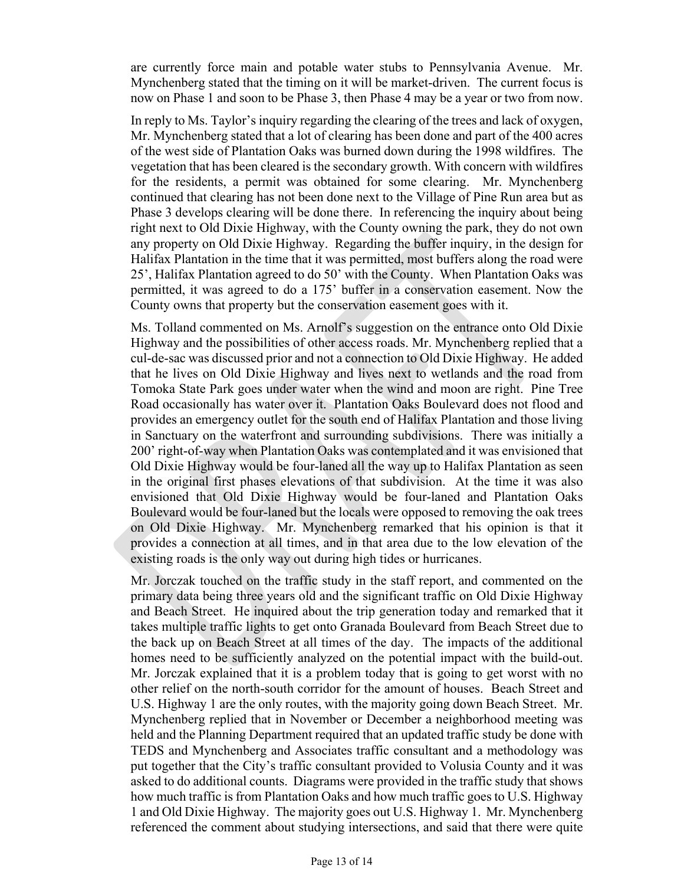are currently force main and potable water stubs to Pennsylvania Avenue. Mr. Mynchenberg stated that the timing on it will be market-driven. The current focus is now on Phase 1 and soon to be Phase 3, then Phase 4 may be a year or two from now.

In reply to Ms. Taylor's inquiry regarding the clearing of the trees and lack of oxygen, Mr. Mynchenberg stated that a lot of clearing has been done and part of the 400 acres of the west side of Plantation Oaks was burned down during the 1998 wildfires. The vegetation that has been cleared is the secondary growth. With concern with wildfires for the residents, a permit was obtained for some clearing. Mr. Mynchenberg continued that clearing has not been done next to the Village of Pine Run area but as Phase 3 develops clearing will be done there. In referencing the inquiry about being right next to Old Dixie Highway, with the County owning the park, they do not own any property on Old Dixie Highway. Regarding the buffer inquiry, in the design for Halifax Plantation in the time that it was permitted, most buffers along the road were 25', Halifax Plantation agreed to do 50' with the County. When Plantation Oaks was permitted, it was agreed to do a 175' buffer in a conservation easement. Now the County owns that property but the conservation easement goes with it.

Ms. Tolland commented on Ms. Arnolf's suggestion on the entrance onto Old Dixie Highway and the possibilities of other access roads. Mr. Mynchenberg replied that a cul-de-sac was discussed prior and not a connection to Old Dixie Highway. He added that he lives on Old Dixie Highway and lives next to wetlands and the road from Tomoka State Park goes under water when the wind and moon are right. Pine Tree Road occasionally has water over it. Plantation Oaks Boulevard does not flood and provides an emergency outlet for the south end of Halifax Plantation and those living in Sanctuary on the waterfront and surrounding subdivisions. There was initially a 200' right-of-way when Plantation Oaks was contemplated and it was envisioned that Old Dixie Highway would be four-laned all the way up to Halifax Plantation as seen in the original first phases elevations of that subdivision. At the time it was also envisioned that Old Dixie Highway would be four-laned and Plantation Oaks Boulevard would be four-laned but the locals were opposed to removing the oak trees on Old Dixie Highway. Mr. Mynchenberg remarked that his opinion is that it provides a connection at all times, and in that area due to the low elevation of the existing roads is the only way out during high tides or hurricanes.

Mr. Jorczak touched on the traffic study in the staff report, and commented on the primary data being three years old and the significant traffic on Old Dixie Highway and Beach Street. He inquired about the trip generation today and remarked that it takes multiple traffic lights to get onto Granada Boulevard from Beach Street due to the back up on Beach Street at all times of the day. The impacts of the additional homes need to be sufficiently analyzed on the potential impact with the build-out. Mr. Jorczak explained that it is a problem today that is going to get worst with no other relief on the north-south corridor for the amount of houses. Beach Street and U.S. Highway 1 are the only routes, with the majority going down Beach Street. Mr. Mynchenberg replied that in November or December a neighborhood meeting was held and the Planning Department required that an updated traffic study be done with TEDS and Mynchenberg and Associates traffic consultant and a methodology was put together that the City's traffic consultant provided to Volusia County and it was asked to do additional counts. Diagrams were provided in the traffic study that shows how much traffic is from Plantation Oaks and how much traffic goes to U.S. Highway 1 and Old Dixie Highway. The majority goes out U.S. Highway 1. Mr. Mynchenberg referenced the comment about studying intersections, and said that there were quite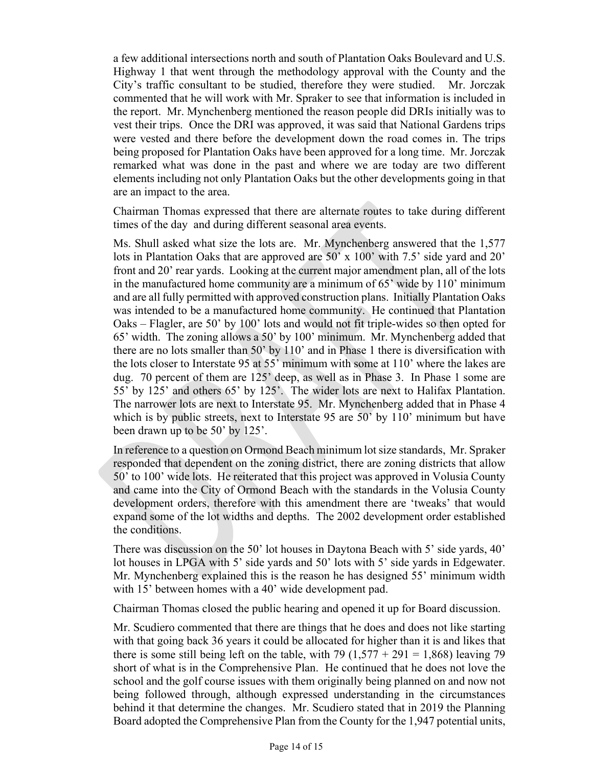a few additional intersections north and south of Plantation Oaks Boulevard and U.S. Highway 1 that went through the methodology approval with the County and the City's traffic consultant to be studied, therefore they were studied. Mr. Jorczak commented that he will work with Mr. Spraker to see that information is included in the report. Mr. Mynchenberg mentioned the reason people did DRIs initially was to vest their trips. Once the DRI was approved, it was said that National Gardens trips were vested and there before the development down the road comes in. The trips being proposed for Plantation Oaks have been approved for a long time. Mr. Jorczak remarked what was done in the past and where we are today are two different elements including not only Plantation Oaks but the other developments going in that are an impact to the area.

Chairman Thomas expressed that there are alternate routes to take during different times of the day and during different seasonal area events.

Ms. Shull asked what size the lots are. Mr. Mynchenberg answered that the 1,577 lots in Plantation Oaks that are approved are 50' x 100' with 7.5' side yard and 20' front and 20' rear yards. Looking at the current major amendment plan, all of the lots in the manufactured home community are a minimum of 65' wide by 110' minimum and are all fully permitted with approved construction plans. Initially Plantation Oaks was intended to be a manufactured home community. He continued that Plantation Oaks – Flagler, are 50' by 100' lots and would not fit triple-wides so then opted for 65' width. The zoning allows a 50' by 100' minimum. Mr. Mynchenberg added that there are no lots smaller than 50' by 110' and in Phase 1 there is diversification with the lots closer to Interstate 95 at 55' minimum with some at 110' where the lakes are dug. 70 percent of them are 125' deep, as well as in Phase 3. In Phase 1 some are 55' by 125' and others 65' by 125'. The wider lots are next to Halifax Plantation. The narrower lots are next to Interstate 95. Mr. Mynchenberg added that in Phase 4 which is by public streets, next to Interstate 95 are 50' by 110' minimum but have been drawn up to be 50' by 125'.

In reference to a question on Ormond Beach minimum lot size standards, Mr. Spraker responded that dependent on the zoning district, there are zoning districts that allow 50' to 100' wide lots. He reiterated that this project was approved in Volusia County and came into the City of Ormond Beach with the standards in the Volusia County development orders, therefore with this amendment there are 'tweaks' that would expand some of the lot widths and depths. The 2002 development order established the conditions.

There was discussion on the 50' lot houses in Daytona Beach with 5' side yards, 40' lot houses in LPGA with 5' side yards and 50' lots with 5' side yards in Edgewater. Mr. Mynchenberg explained this is the reason he has designed 55' minimum width with 15' between homes with a 40' wide development pad.

Chairman Thomas closed the public hearing and opened it up for Board discussion.

Mr. Scudiero commented that there are things that he does and does not like starting with that going back 36 years it could be allocated for higher than it is and likes that there is some still being left on the table, with 79 (1,577 + 291 = 1,868) leaving 79 short of what is in the Comprehensive Plan. He continued that he does not love the school and the golf course issues with them originally being planned on and now not being followed through, although expressed understanding in the circumstances behind it that determine the changes. Mr. Scudiero stated that in 2019 the Planning Board adopted the Comprehensive Plan from the County for the 1,947 potential units,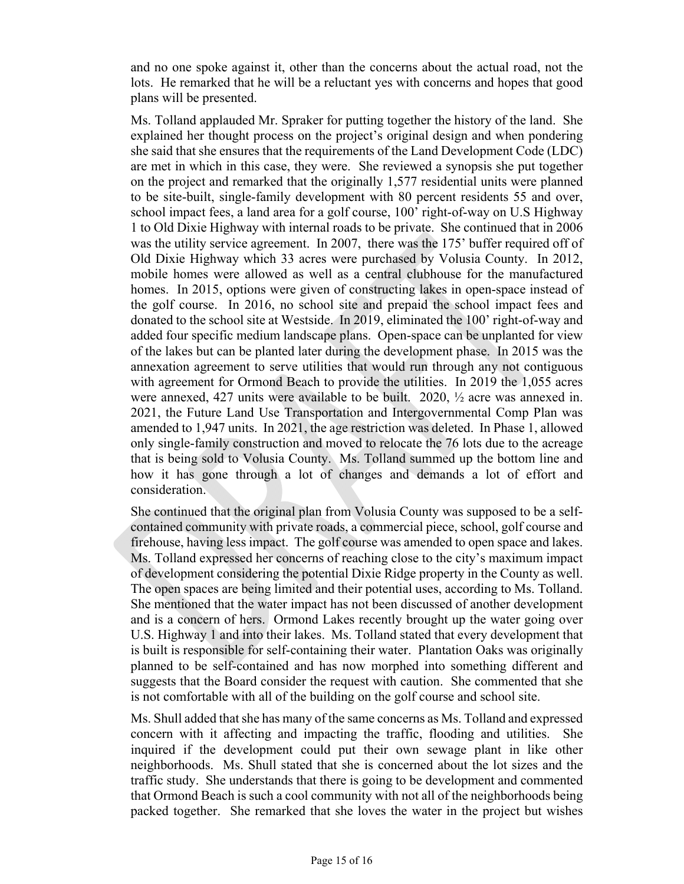and no one spoke against it, other than the concerns about the actual road, not the lots. He remarked that he will be a reluctant yes with concerns and hopes that good plans will be presented.

Ms. Tolland applauded Mr. Spraker for putting together the history of the land. She explained her thought process on the project's original design and when pondering she said that she ensures that the requirements of the Land Development Code (LDC) are met in which in this case, they were. She reviewed a synopsis she put together on the project and remarked that the originally 1,577 residential units were planned to be site-built, single-family development with 80 percent residents 55 and over, school impact fees, a land area for a golf course, 100' right-of-way on U.S Highway 1 to Old Dixie Highway with internal roads to be private. She continued that in 2006 was the utility service agreement. In 2007, there was the 175' buffer required off of Old Dixie Highway which 33 acres were purchased by Volusia County. In 2012, mobile homes were allowed as well as a central clubhouse for the manufactured homes. In 2015, options were given of constructing lakes in open-space instead of the golf course. In 2016, no school site and prepaid the school impact fees and donated to the school site at Westside. In 2019, eliminated the 100' right-of-way and added four specific medium landscape plans. Open-space can be unplanted for view of the lakes but can be planted later during the development phase. In 2015 was the annexation agreement to serve utilities that would run through any not contiguous with agreement for Ormond Beach to provide the utilities. In 2019 the 1,055 acres were annexed, 427 units were available to be built. 2020, ½ acre was annexed in. 2021, the Future Land Use Transportation and Intergovernmental Comp Plan was amended to 1,947 units. In 2021, the age restriction was deleted. In Phase 1, allowed only single-family construction and moved to relocate the 76 lots due to the acreage that is being sold to Volusia County. Ms. Tolland summed up the bottom line and how it has gone through a lot of changes and demands a lot of effort and consideration.

She continued that the original plan from Volusia County was supposed to be a self-contained community with private roads, a commercial piece, school, golf course and firehouse, having less impact. The golf course was amended to open space and lakes. Ms. Tolland expressed her concerns of reaching close to the city's maximum impact of development considering the potential Dixie Ridge property in the County as well. The open spaces are being limited and their potential uses, according to Ms. Tolland. She mentioned that the water impact has not been discussed of another development and is a concern of hers. Ormond Lakes recently brought up the water going over U.S. Highway 1 and into their lakes. Ms. Tolland stated that every development that is built is responsible for self-containing their water. Plantation Oaks was originally planned to be self-contained and has now morphed into something different and suggests that the Board consider the request with caution. She commented that she is not comfortable with all of the building on the golf course and school site.

Ms. Shull added that she has many of the same concerns as Ms. Tolland and expressed concern with it affecting and impacting the traffic, flooding and utilities. She inquired if the development could put their own sewage plant in like other neighborhoods. Ms. Shull stated that she is concerned about the lot sizes and the traffic study. She understands that there is going to be development and commented that Ormond Beach is such a cool community with not all of the neighborhoods being packed together. She remarked that she loves the water in the project but wishes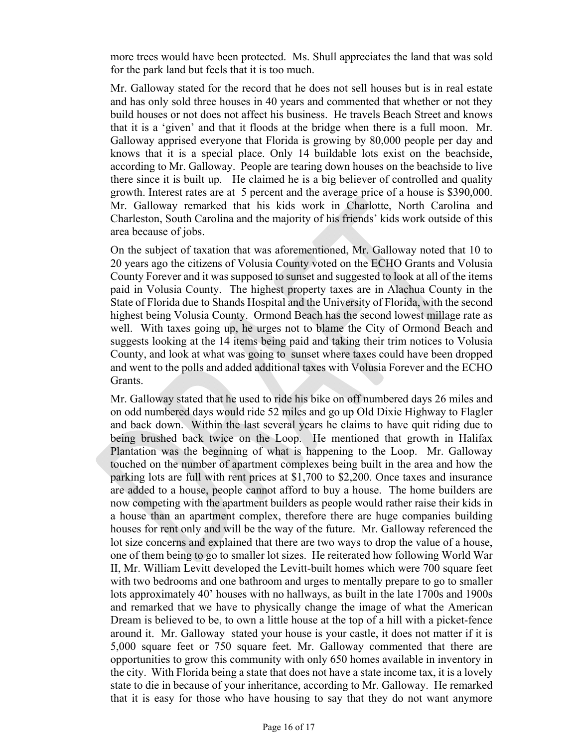more trees would have been protected. Ms. Shull appreciates the land that was sold for the park land but feels that it is too much.

Mr. Galloway stated for the record that he does not sell houses but is in real estate and has only sold three houses in 40 years and commented that whether or not they build houses or not does not affect his business. He travels Beach Street and knows that it is a 'given' and that it floods at the bridge when there is a full moon. Mr. Galloway apprised everyone that Florida is growing by 80,000 people per day and knows that it is a special place. Only 14 buildable lots exist on the beachside, according to Mr. Galloway. People are tearing down houses on the beachside to live there since it is built up. He claimed he is a big believer of controlled and quality growth. Interest rates are at 5 percent and the average price of a house is \$390,000. Mr. Galloway remarked that his kids work in Charlotte, North Carolina and Charleston, South Carolina and the majority of his friends' kids work outside of this area because of jobs.

On the subject of taxation that was aforementioned, Mr. Galloway noted that 10 to 20 years ago the citizens of Volusia County voted on the ECHO Grants and Volusia County Forever and it was supposed to sunset and suggested to look at all of the items paid in Volusia County. The highest property taxes are in Alachua County in the State of Florida due to Shands Hospital and the University of Florida, with the second highest being Volusia County. Ormond Beach has the second lowest millage rate as well. With taxes going up, he urges not to blame the City of Ormond Beach and suggests looking at the 14 items being paid and taking their trim notices to Volusia County, and look at what was going to sunset where taxes could have been dropped and went to the polls and added additional taxes with Volusia Forever and the ECHO Grants.

Mr. Galloway stated that he used to ride his bike on off numbered days 26 miles and on odd numbered days would ride 52 miles and go up Old Dixie Highway to Flagler and back down. Within the last several years he claims to have quit riding due to being brushed back twice on the Loop. He mentioned that growth in Halifax Plantation was the beginning of what is happening to the Loop. Mr. Galloway touched on the number of apartment complexes being built in the area and how the parking lots are full with rent prices at \$1,700 to \$2,200. Once taxes and insurance are added to a house, people cannot afford to buy a house. The home builders are now competing with the apartment builders as people would rather raise their kids in a house than an apartment complex, therefore there are huge companies building houses for rent only and will be the way of the future. Mr. Galloway referenced the lot size concerns and explained that there are two ways to drop the value of a house, one of them being to go to smaller lot sizes. He reiterated how following World War II, Mr. William Levitt developed the Levitt-built homes which were 700 square feet with two bedrooms and one bathroom and urges to mentally prepare to go to smaller lots approximately 40' houses with no hallways, as built in the late 1700s and 1900s and remarked that we have to physically change the image of what the American Dream is believed to be, to own a little house at the top of a hill with a picket-fence around it. Mr. Galloway stated your house is your castle, it does not matter if it is 5,000 square feet or 750 square feet. Mr. Galloway commented that there are opportunities to grow this community with only 650 homes available in inventory in the city. With Florida being a state that does not have a state income tax, it is a lovely state to die in because of your inheritance, according to Mr. Galloway. He remarked that it is easy for those who have housing to say that they do not want anymore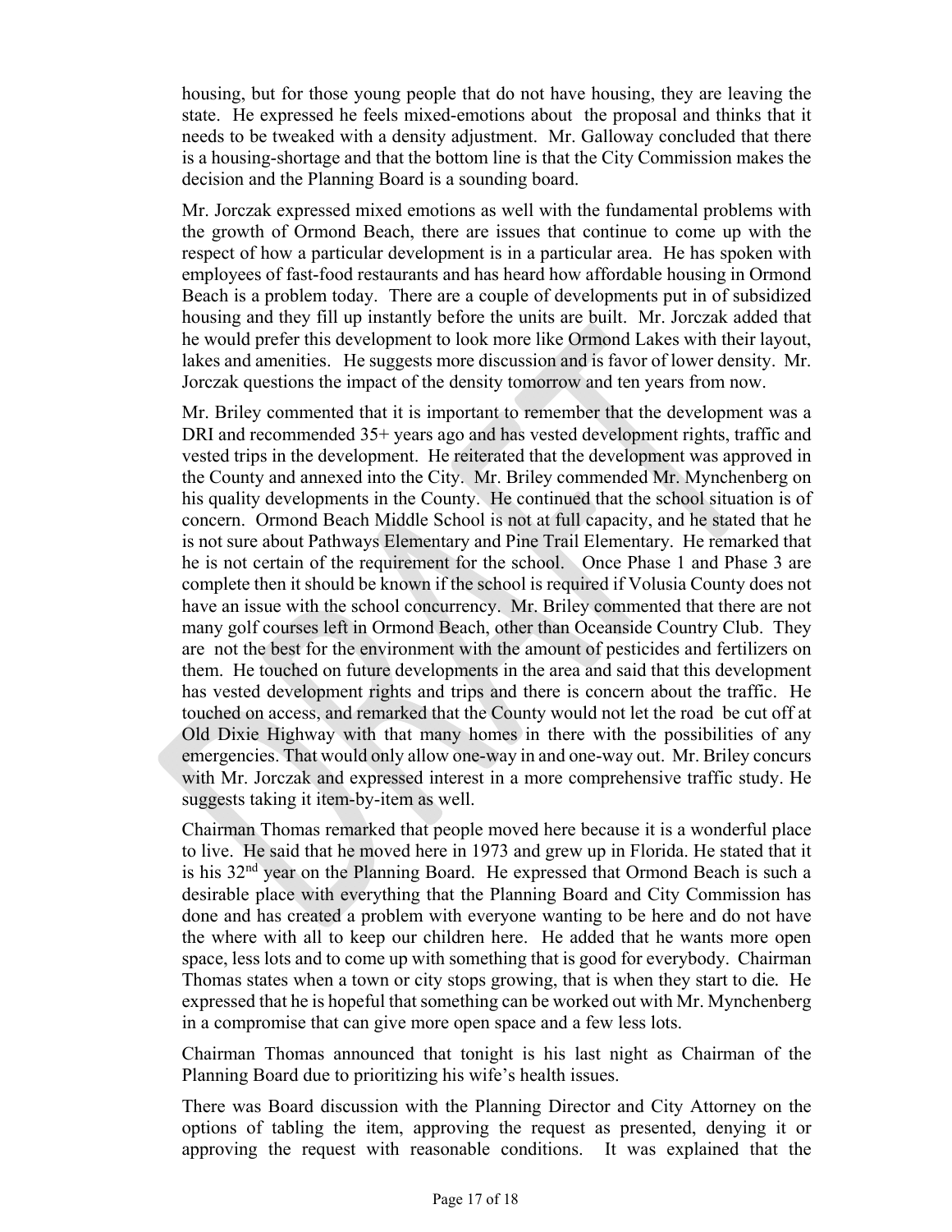housing, but for those young people that do not have housing, they are leaving the state. He expressed he feels mixed-emotions about the proposal and thinks that it needs to be tweaked with a density adjustment. Mr. Galloway concluded that there is a housing-shortage and that the bottom line is that the City Commission makes the decision and the Planning Board is a sounding board.

Mr. Jorczak expressed mixed emotions as well with the fundamental problems with the growth of Ormond Beach, there are issues that continue to come up with the respect of how a particular development is in a particular area. He has spoken with employees of fast-food restaurants and has heard how affordable housing in Ormond Beach is a problem today. There are a couple of developments put in of subsidized housing and they fill up instantly before the units are built. Mr. Jorczak added that he would prefer this development to look more like Ormond Lakes with their layout, lakes and amenities. He suggests more discussion and is favor of lower density. Mr. Jorczak questions the impact of the density tomorrow and ten years from now.

Mr. Briley commented that it is important to remember that the development was a DRI and recommended 35+ years ago and has vested development rights, traffic and vested trips in the development. He reiterated that the development was approved in the County and annexed into the City. Mr. Briley commended Mr. Mynchenberg on his quality developments in the County. He continued that the school situation is of concern. Ormond Beach Middle School is not at full capacity, and he stated that he is not sure about Pathways Elementary and Pine Trail Elementary. He remarked that he is not certain of the requirement for the school. Once Phase 1 and Phase 3 are complete then it should be known if the school is required if Volusia County does not have an issue with the school concurrency. Mr. Briley commented that there are not many golf courses left in Ormond Beach, other than Oceanside Country Club. They are not the best for the environment with the amount of pesticides and fertilizers on them. He touched on future developments in the area and said that this development has vested development rights and trips and there is concern about the traffic. He touched on access, and remarked that the County would not let the road be cut off at Old Dixie Highway with that many homes in there with the possibilities of any emergencies. That would only allow one-way in and one-way out. Mr. Briley concurs with Mr. Jorczak and expressed interest in a more comprehensive traffic study. He suggests taking it item-by-item as well.

Chairman Thomas remarked that people moved here because it is a wonderful place to live. He said that he moved here in 1973 and grew up in Florida. He stated that it is his 32nd year on the Planning Board. He expressed that Ormond Beach is such a desirable place with everything that the Planning Board and City Commission has done and has created a problem with everyone wanting to be here and do not have the where with all to keep our children here. He added that he wants more open space, less lots and to come up with something that is good for everybody. Chairman Thomas states when a town or city stops growing, that is when they start to die. He expressed that he is hopeful that something can be worked out with Mr. Mynchenberg in a compromise that can give more open space and a few less lots.

Chairman Thomas announced that tonight is his last night as Chairman of the Planning Board due to prioritizing his wife's health issues.

There was Board discussion with the Planning Director and City Attorney on the options of tabling the item, approving the request as presented, denying it or approving the request with reasonable conditions. It was explained that the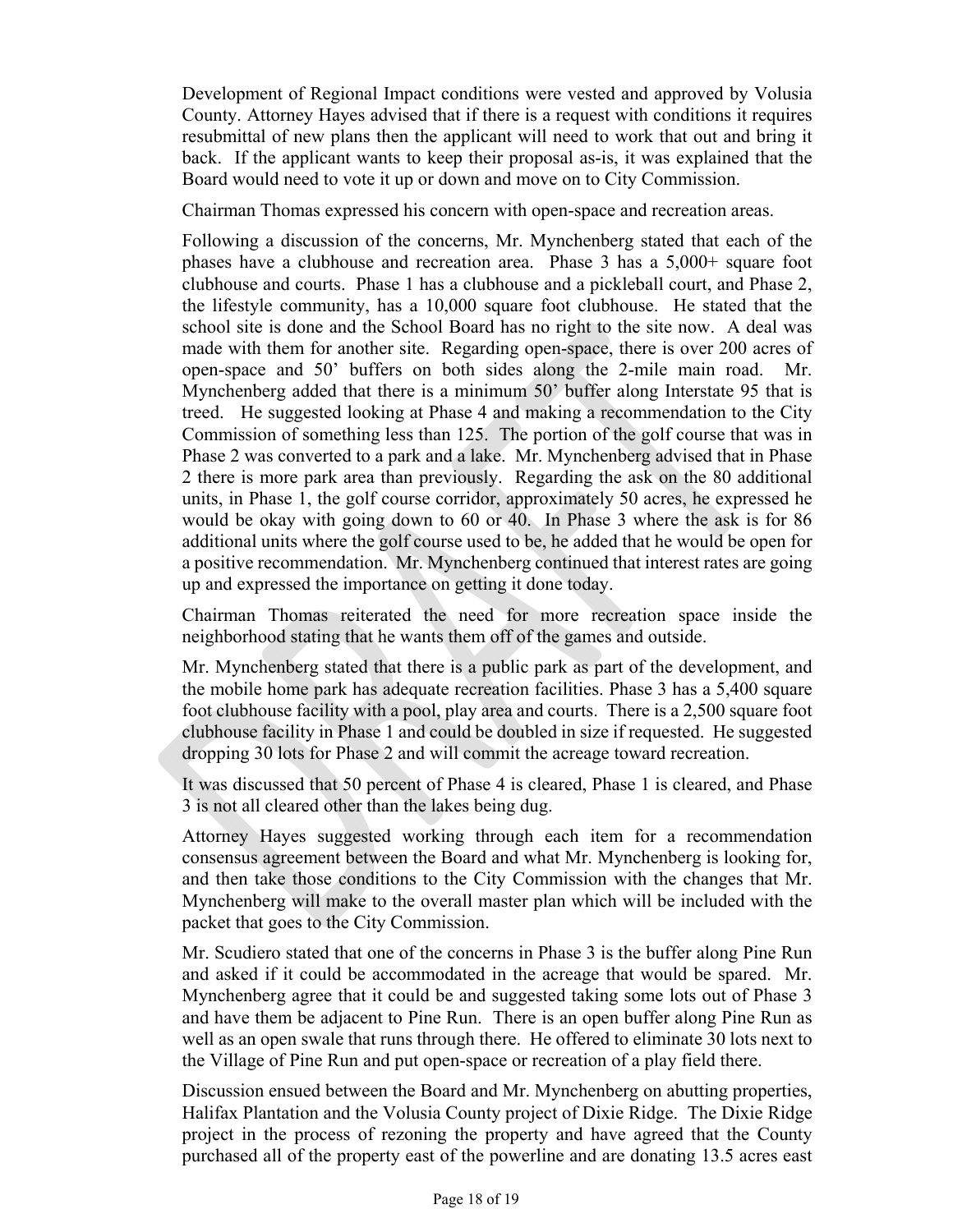Development of Regional Impact conditions were vested and approved by Volusia County. Attorney Hayes advised that if there is a request with conditions it requires resubmittal of new plans then the applicant will need to work that out and bring it back. If the applicant wants to keep their proposal as-is, it was explained that the Board would need to vote it up or down and move on to City Commission.

Chairman Thomas expressed his concern with open-space and recreation areas.

Following a discussion of the concerns, Mr. Mynchenberg stated that each of the phases have a clubhouse and recreation area. Phase 3 has a 5,000+ square foot clubhouse and courts. Phase 1 has a clubhouse and a pickleball court, and Phase 2, the lifestyle community, has a 10,000 square foot clubhouse. He stated that the school site is done and the School Board has no right to the site now. A deal was made with them for another site. Regarding open-space, there is over 200 acres of open-space and 50' buffers on both sides along the 2-mile main road. Mr. Mynchenberg added that there is a minimum 50' buffer along Interstate 95 that is treed. He suggested looking at Phase 4 and making a recommendation to the City Commission of something less than 125. The portion of the golf course that was in Phase 2 was converted to a park and a lake. Mr. Mynchenberg advised that in Phase 2 there is more park area than previously. Regarding the ask on the 80 additional units, in Phase 1, the golf course corridor, approximately 50 acres, he expressed he would be okay with going down to 60 or 40. In Phase 3 where the ask is for 86 additional units where the golf course used to be, he added that he would be open for a positive recommendation. Mr. Mynchenberg continued that interest rates are going up and expressed the importance on getting it done today.

Chairman Thomas reiterated the need for more recreation space inside the neighborhood stating that he wants them off of the games and outside.

Mr. Mynchenberg stated that there is a public park as part of the development, and the mobile home park has adequate recreation facilities. Phase 3 has a 5,400 square foot clubhouse facility with a pool, play area and courts. There is a 2,500 square foot clubhouse facility in Phase 1 and could be doubled in size if requested. He suggested dropping 30 lots for Phase 2 and will commit the acreage toward recreation.

It was discussed that 50 percent of Phase 4 is cleared, Phase 1 is cleared, and Phase 3 is not all cleared other than the lakes being dug.

Attorney Hayes suggested working through each item for a recommendation consensus agreement between the Board and what Mr. Mynchenberg is looking for, and then take those conditions to the City Commission with the changes that Mr. Mynchenberg will make to the overall master plan which will be included with the packet that goes to the City Commission.

Mr. Scudiero stated that one of the concerns in Phase 3 is the buffer along Pine Run and asked if it could be accommodated in the acreage that would be spared. Mr. Mynchenberg agree that it could be and suggested taking some lots out of Phase 3 and have them be adjacent to Pine Run. There is an open buffer along Pine Run as well as an open swale that runs through there. He offered to eliminate 30 lots next to the Village of Pine Run and put open-space or recreation of a play field there.

Discussion ensued between the Board and Mr. Mynchenberg on abutting properties, Halifax Plantation and the Volusia County project of Dixie Ridge. The Dixie Ridge project in the process of rezoning the property and have agreed that the County purchased all of the property east of the powerline and are donating 13.5 acres east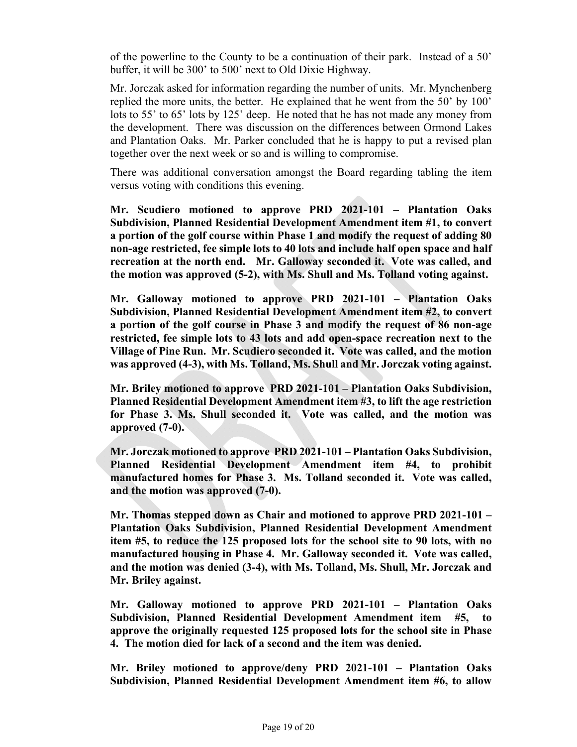of the powerline to the County to be a continuation of their park. Instead of a 50' buffer, it will be 300' to 500' next to Old Dixie Highway.

Mr. Jorczak asked for information regarding the number of units. Mr. Mynchenberg replied the more units, the better. He explained that he went from the 50' by 100' lots to 55' to 65' lots by 125' deep. He noted that he has not made any money from the development. There was discussion on the differences between Ormond Lakes and Plantation Oaks. Mr. Parker concluded that he is happy to put a revised plan together over the next week or so and is willing to compromise.

There was additional conversation amongst the Board regarding tabling the item versus voting with conditions this evening.

**Mr. Scudiero motioned to approve PRD 2021-101 – Plantation Oaks Subdivision, Planned Residential Development Amendment item #1, to convert a portion of the golf course within Phase 1 and modify the request of adding 80 non-age restricted, fee simple lots to 40 lots and include half open space and half recreation at the north end. Mr. Galloway seconded it. Vote was called, and the motion was approved (5-2), with Ms. Shull and Ms. Tolland voting against.**

**Mr. Galloway motioned to approve PRD 2021-101 – Plantation Oaks Subdivision, Planned Residential Development Amendment item #2, to convert a portion of the golf course in Phase 3 and modify the request of 86 non-age restricted, fee simple lots to 43 lots and add open-space recreation next to the Village of Pine Run. Mr. Scudiero seconded it. Vote was called, and the motion was approved (4-3), with Ms. Tolland, Ms. Shull and Mr. Jorczak voting against.**

**Mr. Briley motioned to approve PRD 2021-101 – Plantation Oaks Subdivision, Planned Residential Development Amendment item #3, to lift the age restriction for Phase 3. Ms. Shull seconded it. Vote was called, and the motion was approved (7-0).**

**Mr. Jorczak motioned to approve PRD 2021-101 – Plantation Oaks Subdivision, Planned Residential Development Amendment item #4, to prohibit manufactured homes for Phase 3. Ms. Tolland seconded it. Vote was called, and the motion was approved (7-0).**

**Mr. Thomas stepped down as Chair and motioned to approve PRD 2021-101 – Plantation Oaks Subdivision, Planned Residential Development Amendment item #5, to reduce the 125 proposed lots for the school site to 90 lots, with no manufactured housing in Phase 4. Mr. Galloway seconded it. Vote was called, and the motion was denied (3-4), with Ms. Tolland, Ms. Shull, Mr. Jorczak and Mr. Briley against.**

**Mr. Galloway motioned to approve PRD 2021-101 – Plantation Oaks Subdivision, Planned Residential Development Amendment item #5, to approve the originally requested 125 proposed lots for the school site in Phase 4. The motion died for lack of a second and the item was denied.**

**Mr. Briley motioned to approve/deny PRD 2021-101 – Plantation Oaks Subdivision, Planned Residential Development Amendment item #6, to allow**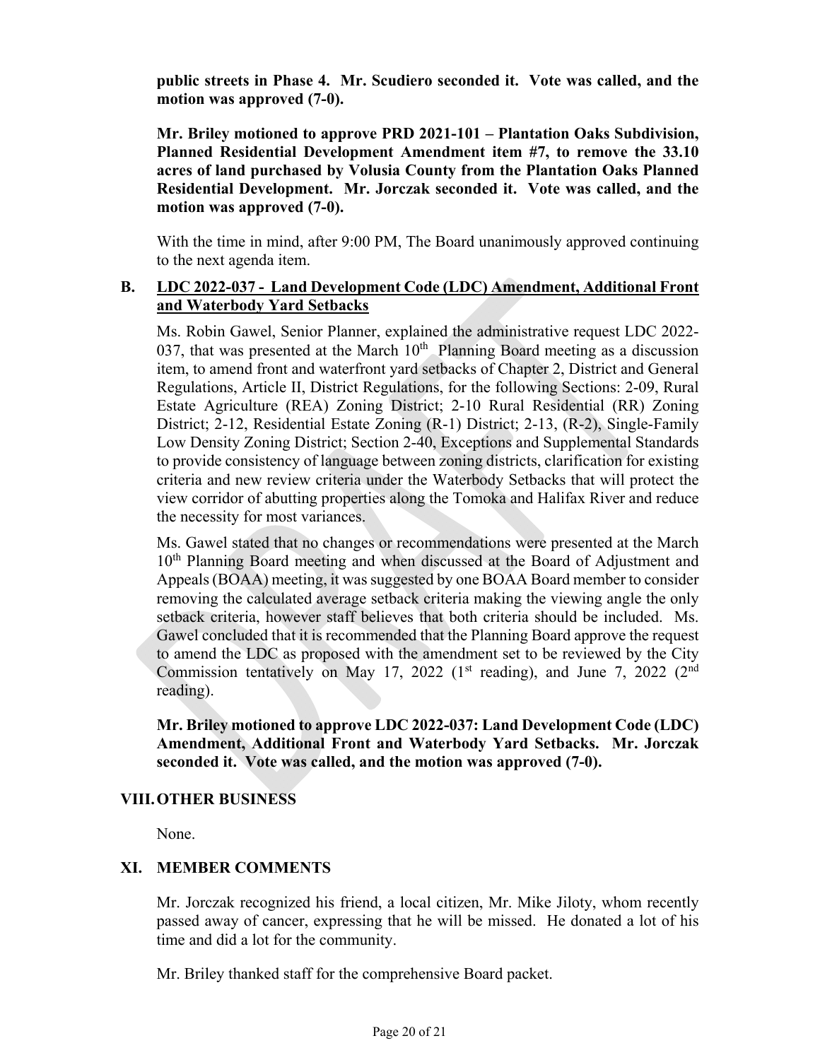**public streets in Phase 4. Mr. Scudiero seconded it. Vote was called, and the motion was approved (7-0).**

**Mr. Briley motioned to approve PRD 2021-101 – Plantation Oaks Subdivision, Planned Residential Development Amendment item #7, to remove the 33.10 acres of land purchased by Volusia County from the Plantation Oaks Planned Residential Development. Mr. Jorczak seconded it. Vote was called, and the motion was approved (7-0).**

With the time in mind, after 9:00 PM, The Board unanimously approved continuing to the next agenda item.

## B. LDC 2022-037 - Land Development Code (LDC) Amendment, Additional Front and Waterbody Yard Setbacks

Ms. Robin Gawel, Senior Planner, explained the administrative request LDC 2022-037, that was presented at the March 10th Planning Board meeting as a discussion item, to amend front and waterfront yard setbacks of Chapter 2, District and General Regulations, Article II, District Regulations, for the following Sections: 2-09, Rural Estate Agriculture (REA) Zoning District; 2-10 Rural Residential (RR) Zoning District; 2-12, Residential Estate Zoning (R-1) District; 2-13, (R-2), Single-Family Low Density Zoning District; Section 2-40, Exceptions and Supplemental Standards to provide consistency of language between zoning districts, clarification for existing criteria and new review criteria under the Waterbody Setbacks that will protect the view corridor of abutting properties along the Tomoka and Halifax River and reduce the necessity for most variances.

Ms. Gawel stated that no changes or recommendations were presented at the March 10th Planning Board meeting and when discussed at the Board of Adjustment and Appeals (BOAA) meeting, it was suggested by one BOAA Board member to consider removing the calculated average setback criteria making the viewing angle the only setback criteria, however staff believes that both criteria should be included. Ms. Gawel concluded that it is recommended that the Planning Board approve the request to amend the LDC as proposed with the amendment set to be reviewed by the City Commission tentatively on May 17, 2022 (1st reading), and June 7, 2022 (2nd reading).

**Mr. Briley motioned to approve LDC 2022-037: Land Development Code (LDC) Amendment, Additional Front and Waterbody Yard Setbacks. Mr. Jorczak seconded it. Vote was called, and the motion was approved (7-0).**

# VIII. OTHER BUSINESS

None.

# XI. MEMBER COMMENTS

Mr. Jorczak recognized his friend, a local citizen, Mr. Mike Jiloty, whom recently passed away of cancer, expressing that he will be missed. He donated a lot of his time and did a lot for the community.

Mr. Briley thanked staff for the comprehensive Board packet.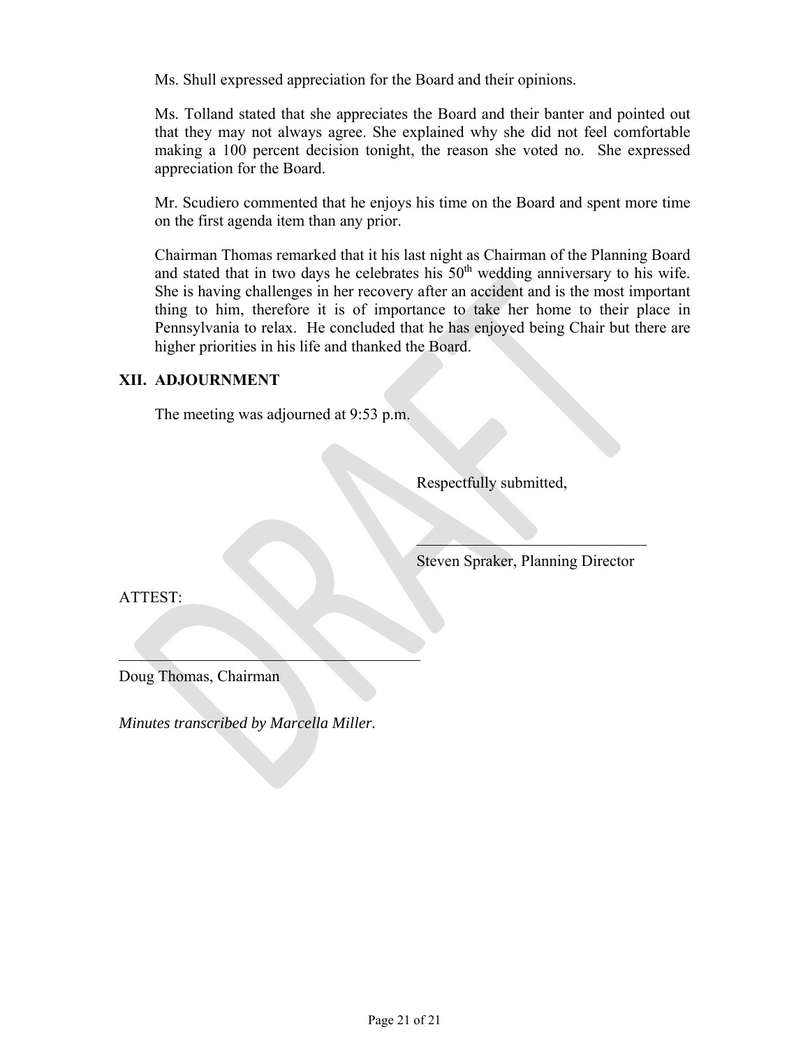Ms. Shull expressed appreciation for the Board and their opinions.

Ms. Tolland stated that she appreciates the Board and their banter and pointed out that they may not always agree. She explained why she did not feel comfortable making a 100 percent decision tonight, the reason she voted no. She expressed appreciation for the Board.

Mr. Scudiero commented that he enjoys his time on the Board and spent more time on the first agenda item than any prior.

Chairman Thomas remarked that it his last night as Chairman of the Planning Board and stated that in two days he celebrates his 50th wedding anniversary to his wife. She is having challenges in her recovery after an accident and is the most important thing to him, therefore it is of importance to take her home to their place in Pennsylvania to relax. He concluded that he has enjoyed being Chair but there are higher priorities in his life and thanked the Board.

## XII. ADJOURNMENT

The meeting was adjourned at 9:53 p.m.

Respectfully submitted,

\_\_\_\_\_\_\_\_\_\_\_\_\_\_\_\_\_\_\_\_\_\_\_\_\_\_\_\_\_\_

Steven Spraker, Planning Director

ATTEST:

\_\_\_\_\_\_\_\_\_\_\_\_\_\_\_\_\_\_\_\_\_\_\_\_\_\_\_\_\_\_\_\_\_\_\_\_\_\_

Doug Thomas, Chairman

*Minutes transcribed by Marcella Miller.*